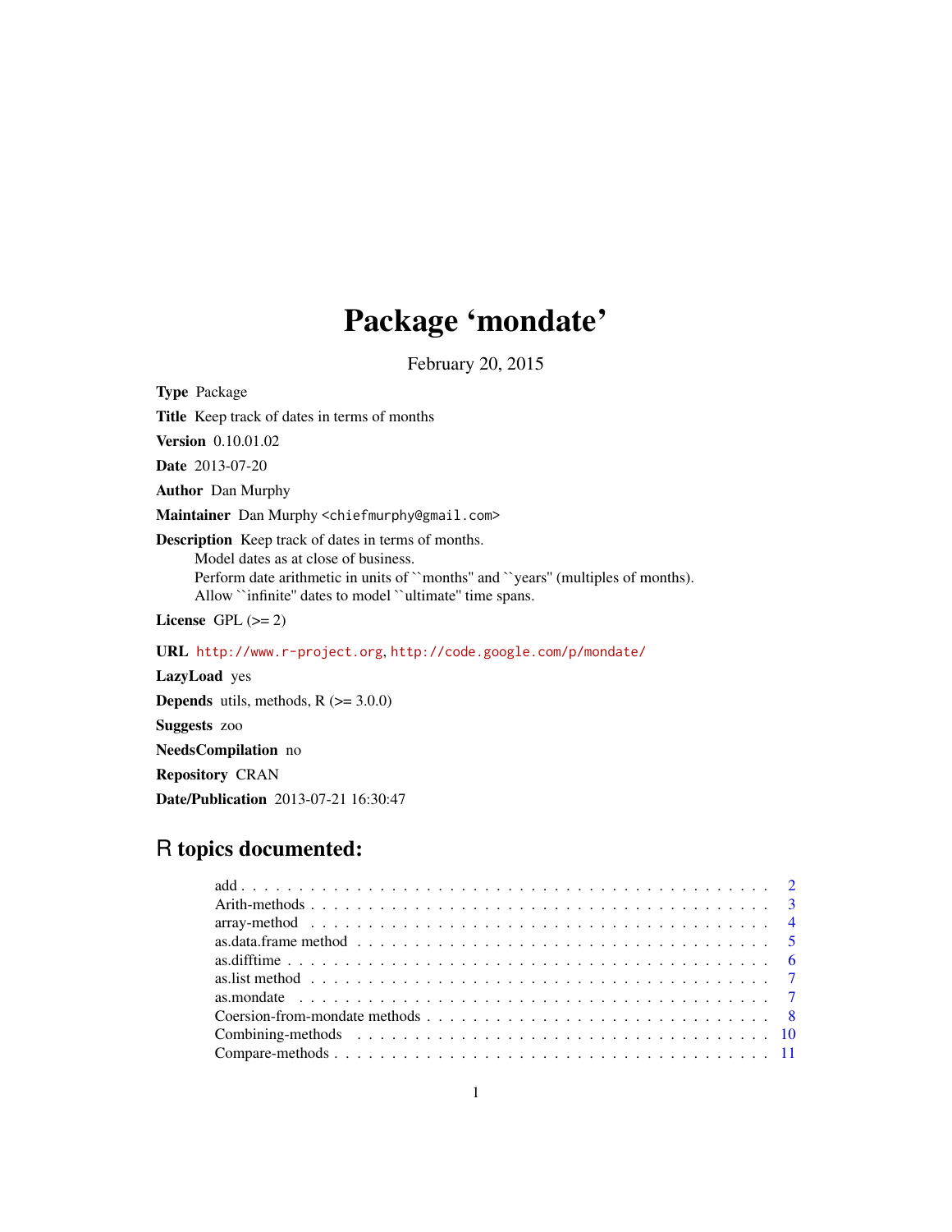# Package 'mondate'

February 20, 2015

**Type** Package

**Title** Keep track of dates in terms of months

**Version** 0.10.01.02

**Date** 2013-07-20

**Author** Dan Murphy

**Maintainer** Dan Murphy <chiefmurphy@gmail.com>

**Description** Keep track of dates in terms of months.
Model dates as at close of business.
Perform date arithmetic in units of ``months'' and ``years'' (multiples of months).
Allow ``infinite'' dates to model ``ultimate'' time spans.

**License** GPL (>= 2)

**URL** http://www.r-project.org, http://code.google.com/p/mondate/

**LazyLoad** yes

**Depends** utils, methods, R (>= 3.0.0)

**Suggests** zoo

**NeedsCompilation** no

**Repository** CRAN

**Date/Publication** 2013-07-21 16:30:47

## R topics documented:

- add . . . . . . . . . . . . . . . . . . . . . . . . . . . . . . . . . . . . . . . . . . 2
- Arith-methods . . . . . . . . . . . . . . . . . . . . . . . . . . . . . . . . . . . . 3
- array-method . . . . . . . . . . . . . . . . . . . . . . . . . . . . . . . . . . . . 4
- as.data.frame method . . . . . . . . . . . . . . . . . . . . . . . . . . . . . . . 5
- as.difftime . . . . . . . . . . . . . . . . . . . . . . . . . . . . . . . . . . . . . 6
- as.list method . . . . . . . . . . . . . . . . . . . . . . . . . . . . . . . . . . . 7
- as.mondate . . . . . . . . . . . . . . . . . . . . . . . . . . . . . . . . . . . . . 7
- Coersion-from-mondate methods . . . . . . . . . . . . . . . . . . . . . . . . 8
- Combining-methods . . . . . . . . . . . . . . . . . . . . . . . . . . . . . . . . 10
- Compare-methods . . . . . . . . . . . . . . . . . . . . . . . . . . . . . . . . . 11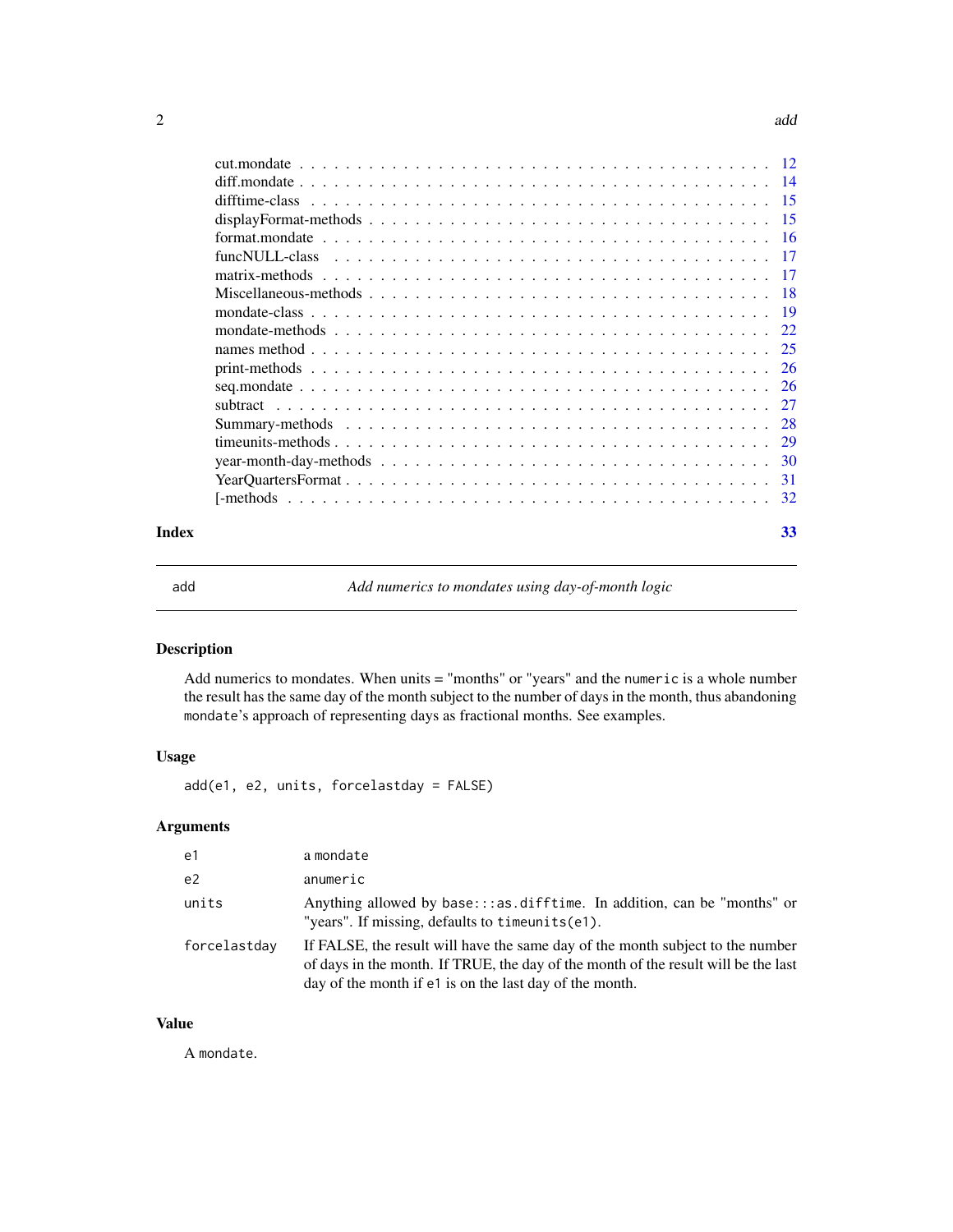cut.mondate . . . . . . . . . . . . . . . . . . . . . . . . . . . . . . . . . . . . . . 12
diff.mondate . . . . . . . . . . . . . . . . . . . . . . . . . . . . . . . . . . . . . . 14
difftime-class . . . . . . . . . . . . . . . . . . . . . . . . . . . . . . . . . . . . . 15
displayFormat-methods . . . . . . . . . . . . . . . . . . . . . . . . . . . . . . . . . 15
format.mondate . . . . . . . . . . . . . . . . . . . . . . . . . . . . . . . . . . . . . 16
funcNULL-class . . . . . . . . . . . . . . . . . . . . . . . . . . . . . . . . . . . . . 17
matrix-methods . . . . . . . . . . . . . . . . . . . . . . . . . . . . . . . . . . . . . 17
Miscellaneous-methods . . . . . . . . . . . . . . . . . . . . . . . . . . . . . . . . . 18
mondate-class . . . . . . . . . . . . . . . . . . . . . . . . . . . . . . . . . . . . . . 19
mondate-methods . . . . . . . . . . . . . . . . . . . . . . . . . . . . . . . . . . . . 22
names method . . . . . . . . . . . . . . . . . . . . . . . . . . . . . . . . . . . . . . 25
print-methods . . . . . . . . . . . . . . . . . . . . . . . . . . . . . . . . . . . . . . 26
seq.mondate . . . . . . . . . . . . . . . . . . . . . . . . . . . . . . . . . . . . . . . 26
subtract . . . . . . . . . . . . . . . . . . . . . . . . . . . . . . . . . . . . . . . . . 27
Summary-methods . . . . . . . . . . . . . . . . . . . . . . . . . . . . . . . . . . . . 28
timeunits-methods . . . . . . . . . . . . . . . . . . . . . . . . . . . . . . . . . . . . 29
year-month-day-methods . . . . . . . . . . . . . . . . . . . . . . . . . . . . . . . . 30
YearQuartersFormat . . . . . . . . . . . . . . . . . . . . . . . . . . . . . . . . . . . 31
[-methods . . . . . . . . . . . . . . . . . . . . . . . . . . . . . . . . . . . . . . . . 32

**Index** **33**

---

## add — *Add numerics to mondates using day-of-month logic*

### Description

Add numerics to mondates. When units = "months" or "years" and the `numeric` is a whole number the result has the same day of the month subject to the number of days in the month, thus abandoning `mondate`'s approach of representing days as fractional months. See examples.

### Usage

```
add(e1, e2, units, forcelastday = FALSE)
```

### Arguments

| | |
|---|---|
| `e1` | a `mondate` |
| `e2` | a`numeric` |
| `units` | Anything allowed by `base:::as.difftime`. In addition, can be "months" or "years". If missing, defaults to `timeunits(e1)`. |
| `forcelastday` | If FALSE, the result will have the same day of the month subject to the number of days in the month. If TRUE, the day of the month of the result will be the last day of the month if `e1` is on the last day of the month. |

### Value

A `mondate`.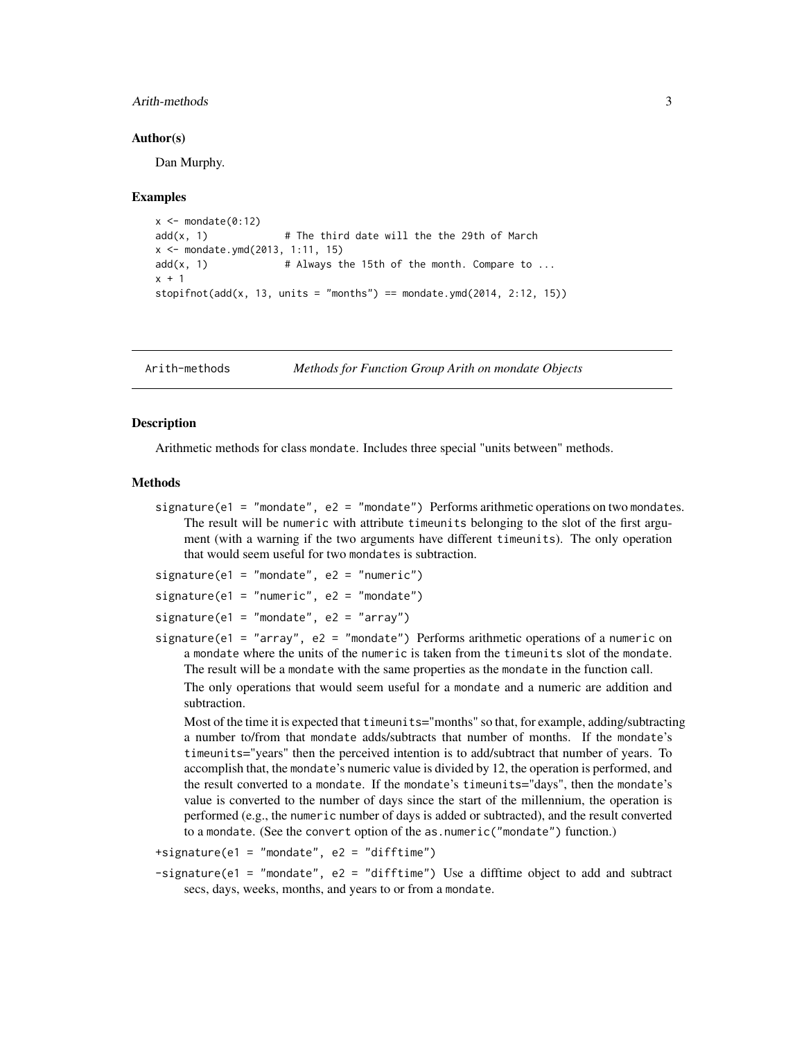### Author(s)

Dan Murphy.

### Examples

```
x <- mondate(0:12)
add(x, 1)            # The third date will the the 29th of March
x <- mondate.ymd(2013, 1:11, 15)
add(x, 1)            # Always the 15th of the month. Compare to ...
x + 1
stopifnot(add(x, 13, units = "months") == mondate.ymd(2014, 2:12, 15))
```

---

## Arith-methods — *Methods for Function Group Arith on mondate Objects*

### Description

Arithmetic methods for class mondate. Includes three special "units between" methods.

### Methods

`signature(e1 = "mondate", e2 = "mondate")` Performs arithmetic operations on two mondates. The result will be numeric with attribute timeunits belonging to the slot of the first argument (with a warning if the two arguments have different timeunits). The only operation that would seem useful for two mondates is subtraction.

`signature(e1 = "mondate", e2 = "numeric")`

`signature(e1 = "numeric", e2 = "mondate")`

`signature(e1 = "mondate", e2 = "array")`

`signature(e1 = "array", e2 = "mondate")` Performs arithmetic operations of a numeric on a mondate where the units of the numeric is taken from the timeunits slot of the mondate. The result will be a mondate with the same properties as the mondate in the function call.

The only operations that would seem useful for a mondate and a numeric are addition and subtraction.

Most of the time it is expected that timeunits="months" so that, for example, adding/subtracting a number to/from that mondate adds/subtracts that number of months. If the mondate's timeunits="years" then the perceived intention is to add/subtract that number of years. To accomplish that, the mondate's numeric value is divided by 12, the operation is performed, and the result converted to a mondate. If the mondate's timeunits="days", then the mondate's value is converted to the number of days since the start of the millennium, the operation is performed (e.g., the numeric number of days is added or subtracted), and the result converted to a mondate. (See the convert option of the as.numeric("mondate") function.)

`+signature(e1 = "mondate", e2 = "difftime")`

`-signature(e1 = "mondate", e2 = "difftime")` Use a difftime object to add and subtract secs, days, weeks, months, and years to or from a mondate.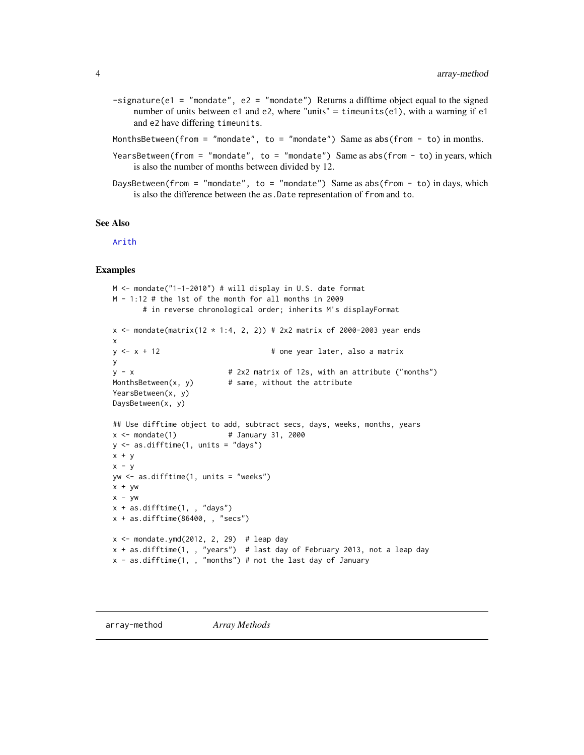`-signature(e1 = "mondate", e2 = "mondate")` Returns a difftime object equal to the signed number of units between e1 and e2, where "units" = `timeunits(e1)`, with a warning if e1 and e2 have differing `timeunits`.

`MonthsBetween(from = "mondate", to = "mondate")` Same as `abs(from - to)` in months.

`YearsBetween(from = "mondate", to = "mondate")` Same as `abs(from - to)` in years, which is also the number of months between divided by 12.

`DaysBetween(from = "mondate", to = "mondate")` Same as `abs(from - to)` in days, which is also the difference between the `as.Date` representation of `from` and `to`.

## See Also

Arith

## Examples

```
M <- mondate("1-1-2010") # will display in U.S. date format
M - 1:12 # the 1st of the month for all months in 2009
       # in reverse chronological order; inherits M's displayFormat

x <- mondate(matrix(12 * 1:4, 2, 2)) # 2x2 matrix of 2000-2003 year ends
x
y <- x + 12                          # one year later, also a matrix
y
y - x                    # 2x2 matrix of 12s, with an attribute ("months")
MonthsBetween(x, y)      # same, without the attribute
YearsBetween(x, y)
DaysBetween(x, y)

## Use difftime object to add, subtract secs, days, weeks, months, years
x <- mondate(1)           # January 31, 2000
y <- as.difftime(1, units = "days")
x + y
x - y
yw <- as.difftime(1, units = "weeks")
x + yw
x - yw
x + as.difftime(1, , "days")
x + as.difftime(86400, , "secs")

x <- mondate.ymd(2012, 2, 29)  # leap day
x + as.difftime(1, , "years")  # last day of February 2013, not a leap day
x - as.difftime(1, , "months") # not the last day of January
```

---

# array-method *Array Methods*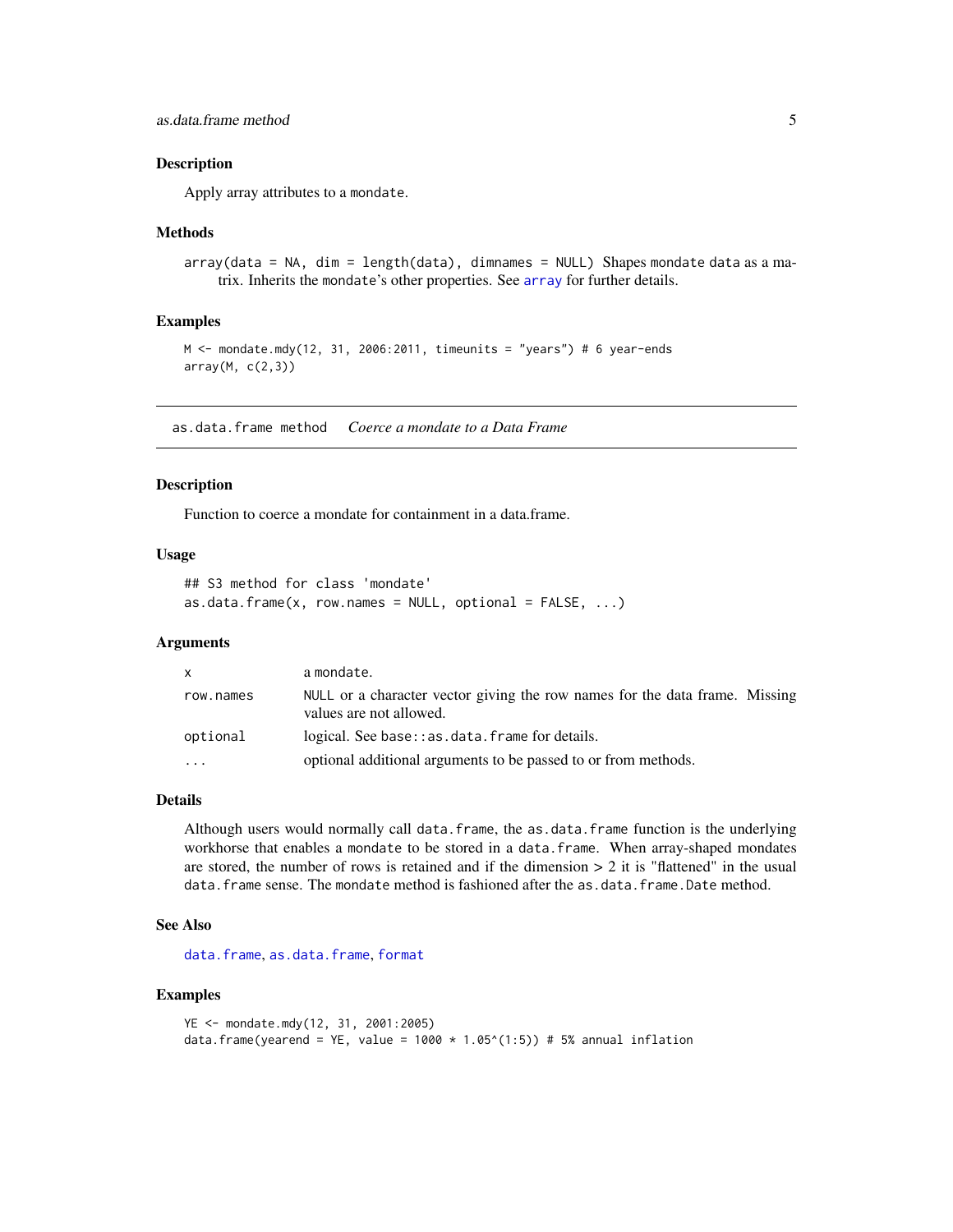### Description

Apply array attributes to a mondate.

### Methods

`array(data = NA, dim = length(data), dimnames = NULL)` Shapes mondate data as a matrix. Inherits the mondate's other properties. See array for further details.

### Examples

```
M <- mondate.mdy(12, 31, 2006:2011, timeunits = "years") # 6 year-ends
array(M, c(2,3))
```

---

## as.data.frame method    *Coerce a mondate to a Data Frame*

---

### Description

Function to coerce a mondate for containment in a data.frame.

### Usage

```
## S3 method for class 'mondate'
as.data.frame(x, row.names = NULL, optional = FALSE, ...)
```

### Arguments

| | |
|---|---|
| `x` | a mondate. |
| `row.names` | NULL or a character vector giving the row names for the data frame. Missing values are not allowed. |
| `optional` | logical. See `base::as.data.frame` for details. |
| `...` | optional additional arguments to be passed to or from methods. |

### Details

Although users would normally call `data.frame`, the `as.data.frame` function is the underlying workhorse that enables a `mondate` to be stored in a `data.frame`. When array-shaped mondates are stored, the number of rows is retained and if the dimension > 2 it is "flattened" in the usual `data.frame` sense. The `mondate` method is fashioned after the `as.data.frame.Date` method.

### See Also

data.frame, as.data.frame, format

### Examples

```
YE <- mondate.mdy(12, 31, 2001:2005)
data.frame(yearend = YE, value = 1000 * 1.05^(1:5)) # 5% annual inflation
```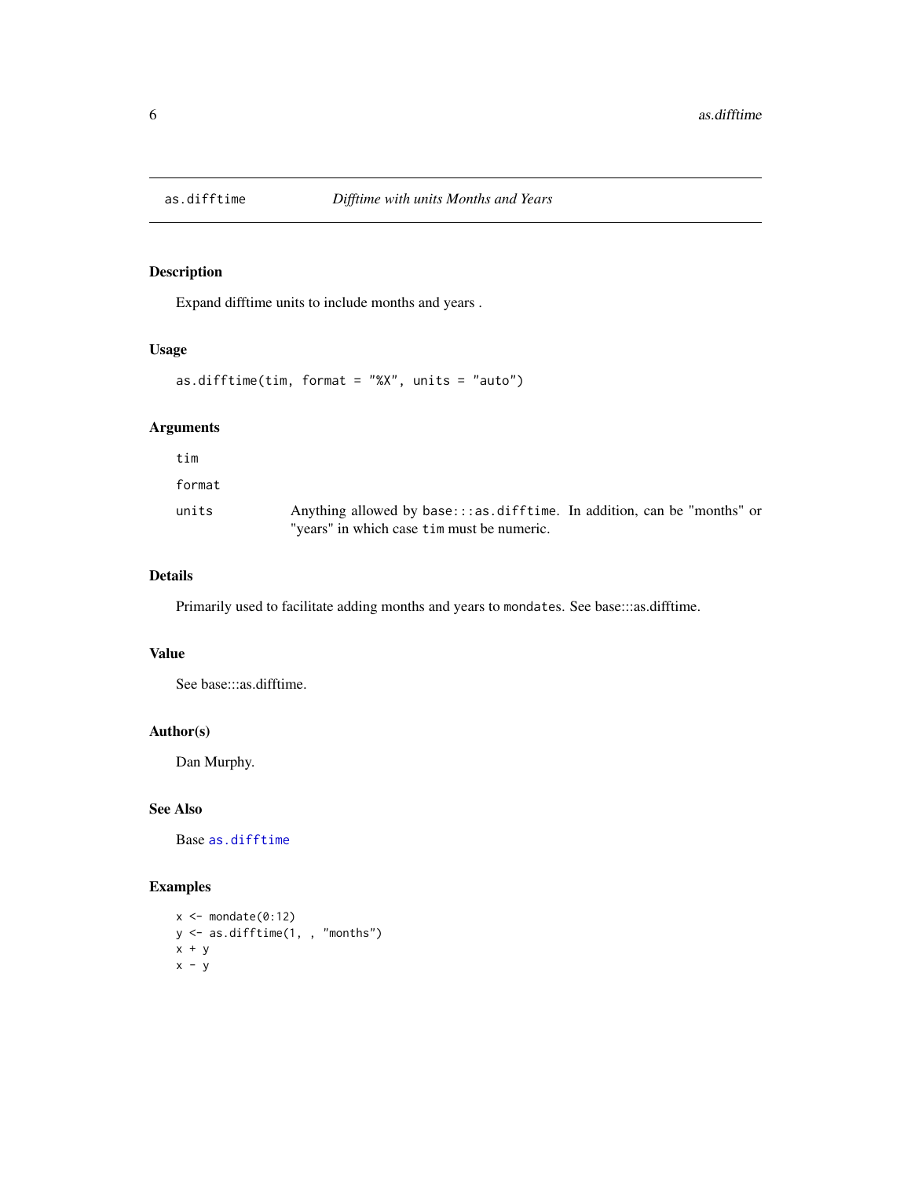## as.difftime — *Difftime with units Months and Years*

### Description

Expand difftime units to include months and years .

### Usage

```
as.difftime(tim, format = "%X", units = "auto")
```

### Arguments

| | |
|---|---|
| `tim` | |
| `format` | |
| `units` | Anything allowed by `base:::as.difftime`. In addition, can be "months" or "years" in which case `tim` must be numeric. |

### Details

Primarily used to facilitate adding months and years to `mondate`s. See base:::as.difftime.

### Value

See base:::as.difftime.

### Author(s)

Dan Murphy.

### See Also

Base `as.difftime`

### Examples

```
x <- mondate(0:12)
y <- as.difftime(1, , "months")
x + y
x - y
```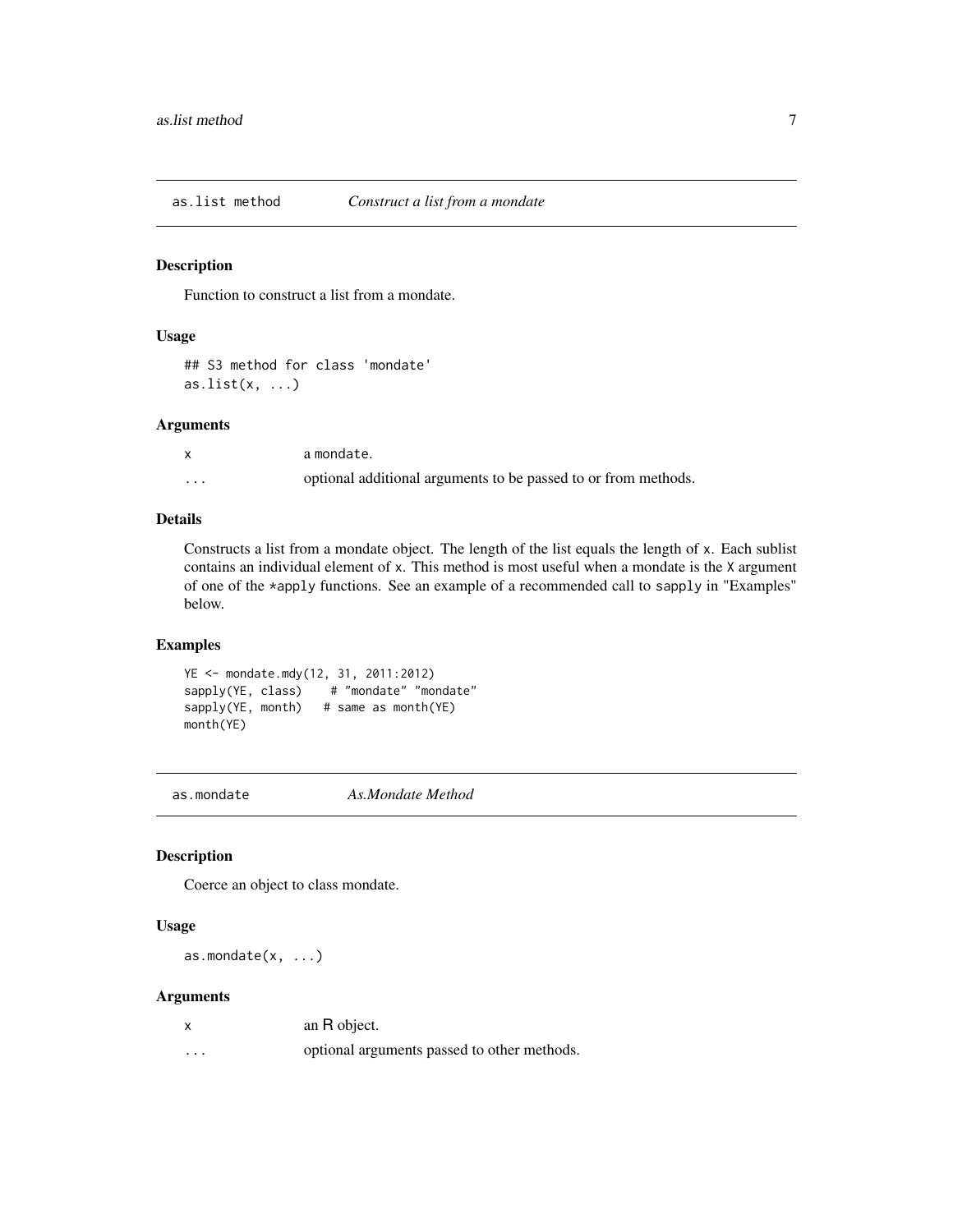## as.list method — *Construct a list from a mondate*

### Description

Function to construct a list from a mondate.

### Usage

```
## S3 method for class 'mondate'
as.list(x, ...)
```

### Arguments

| | |
|---|---|
| `x` | a `mondate`. |
| `...` | optional additional arguments to be passed to or from methods. |

### Details

Constructs a list from a mondate object. The length of the list equals the length of `x`. Each sublist contains an individual element of `x`. This method is most useful when a mondate is the `X` argument of one of the `*apply` functions. See an example of a recommended call to `sapply` in "Examples" below.

### Examples

```
YE <- mondate.mdy(12, 31, 2011:2012)
sapply(YE, class)    # "mondate" "mondate"
sapply(YE, month)   # same as month(YE)
month(YE)
```

## as.mondate — *As.Mondate Method*

### Description

Coerce an object to class mondate.

### Usage

```
as.mondate(x, ...)
```

### Arguments

| | |
|---|---|
| `x` | an R object. |
| `...` | optional arguments passed to other methods. |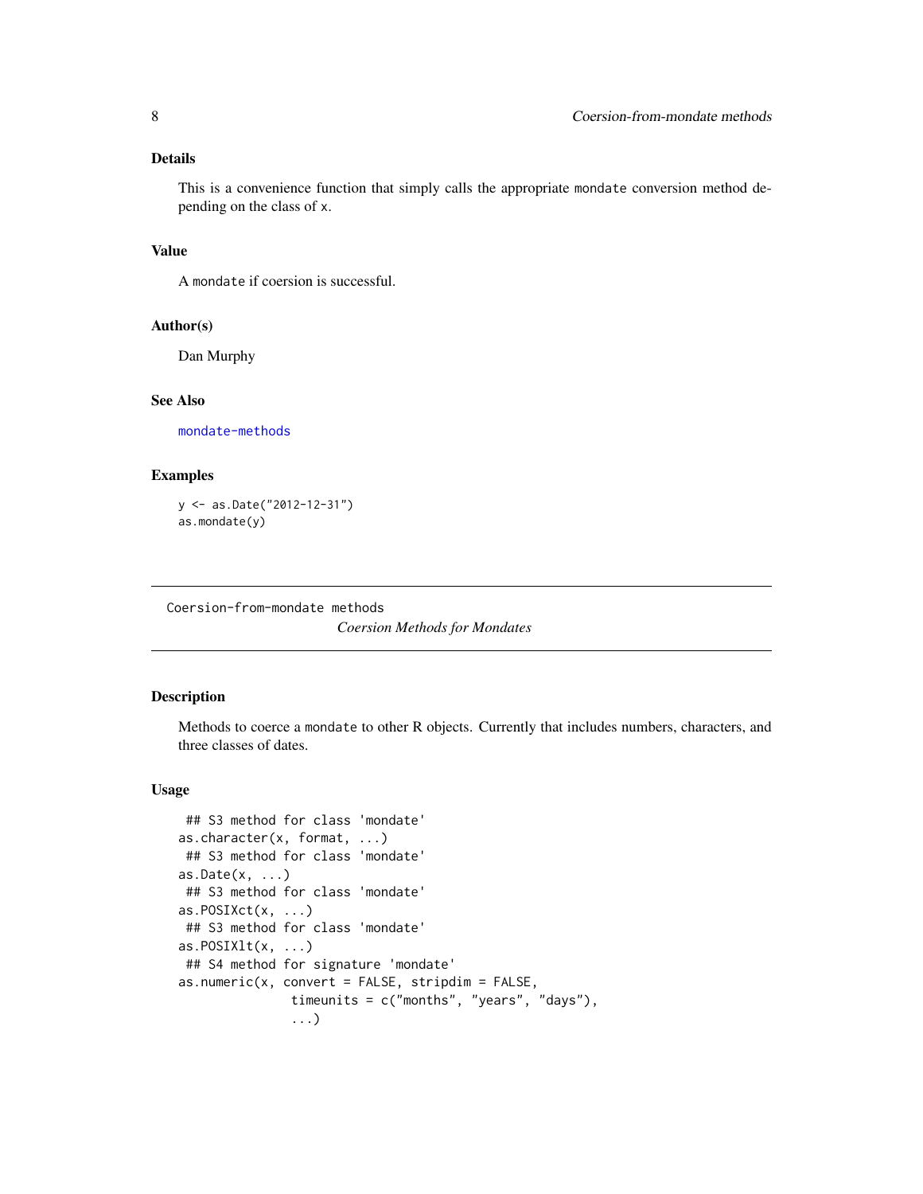### Details

This is a convenience function that simply calls the appropriate `mondate` conversion method depending on the class of `x`.

### Value

A `mondate` if coercion is successful.

### Author(s)

Dan Murphy

### See Also

`mondate-methods`

### Examples

```
y <- as.Date("2012-12-31")
as.mondate(y)
```

---

## Coersion-from-mondate methods

*Coersion Methods for Mondates*

---

### Description

Methods to coerce a `mondate` to other R objects. Currently that includes numbers, characters, and three classes of dates.

### Usage

```
 ## S3 method for class 'mondate'
as.character(x, format, ...)
 ## S3 method for class 'mondate'
as.Date(x, ...)
 ## S3 method for class 'mondate'
as.POSIXct(x, ...)
 ## S3 method for class 'mondate'
as.POSIXlt(x, ...)
 ## S4 method for signature 'mondate'
as.numeric(x, convert = FALSE, stripdim = FALSE,
               timeunits = c("months", "years", "days"),
               ...)
```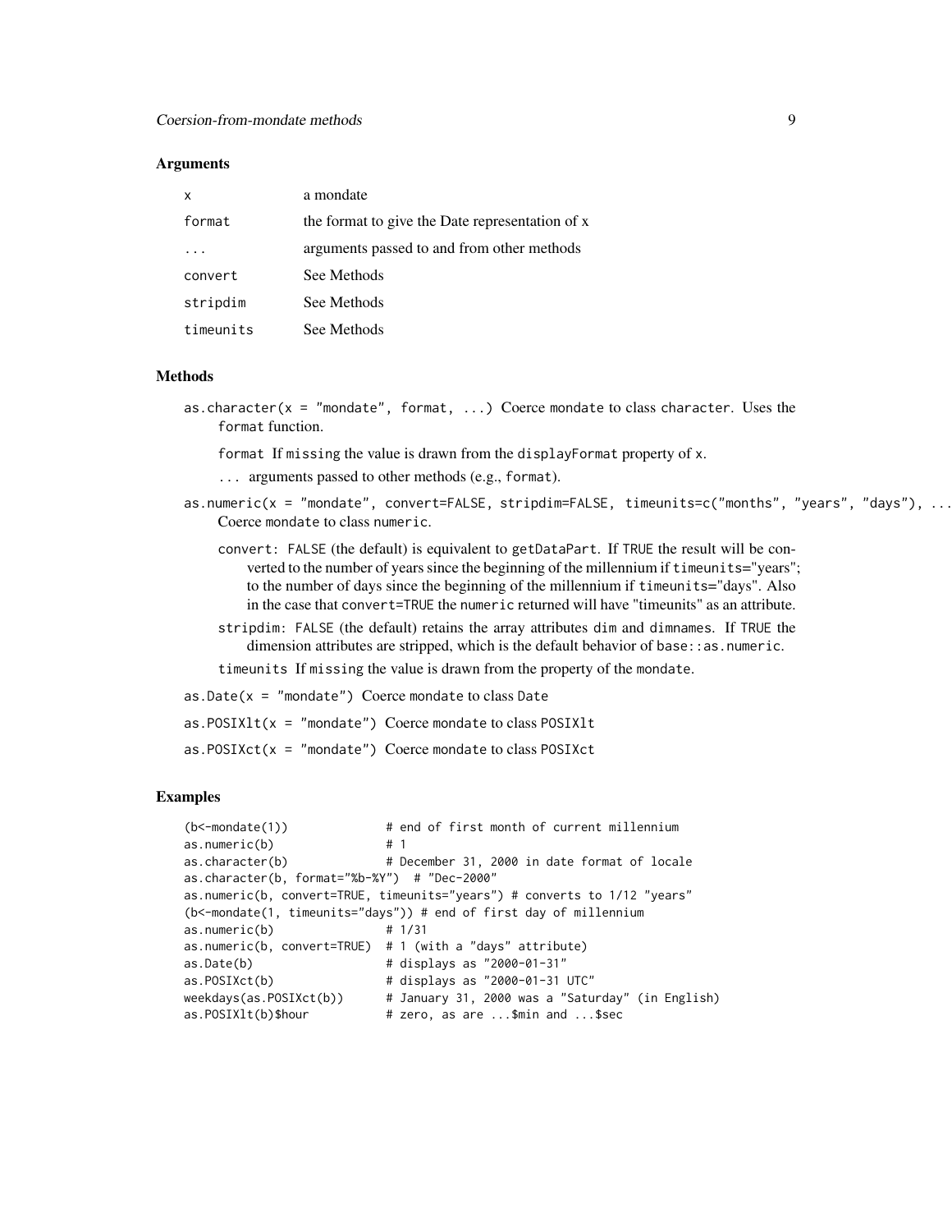### Arguments

| | |
|---|---|
| `x` | a mondate |
| `format` | the format to give the Date representation of x |
| `...` | arguments passed to and from other methods |
| `convert` | See Methods |
| `stripdim` | See Methods |
| `timeunits` | See Methods |

### Methods

`as.character(x = "mondate", format, ...)` Coerce `mondate` to class `character`. Uses the `format` function.

- `format` If `missing` the value is drawn from the `displayFormat` property of `x`.
- `...` arguments passed to other methods (e.g., `format`).

`as.numeric(x = "mondate", convert=FALSE, stripdim=FALSE, timeunits=c("months", "years", "days"), ...` Coerce `mondate` to class `numeric`.

- `convert:` `FALSE` (the default) is equivalent to `getDataPart`. If `TRUE` the result will be converted to the number of years since the beginning of the millennium if `timeunits`="years"; to the number of days since the beginning of the millennium if `timeunits`="days". Also in the case that `convert=TRUE` the `numeric` returned will have "timeunits" as an attribute.
- `stripdim:` `FALSE` (the default) retains the array attributes `dim` and `dimnames`. If `TRUE` the dimension attributes are stripped, which is the default behavior of `base::as.numeric`.
- `timeunits` If `missing` the value is drawn from the property of the `mondate`.

`as.Date(x = "mondate")` Coerce `mondate` to class `Date`

`as.POSIXlt(x = "mondate")` Coerce `mondate` to class `POSIXlt`

`as.POSIXct(x = "mondate")` Coerce `mondate` to class `POSIXct`

### Examples

```
(b<-mondate(1))              # end of first month of current millennium
as.numeric(b)                # 1
as.character(b)              # December 31, 2000 in date format of locale
as.character(b, format="%b-%Y")  # "Dec-2000"
as.numeric(b, convert=TRUE, timeunits="years") # converts to 1/12 "years"
(b<-mondate(1, timeunits="days")) # end of first day of millennium
as.numeric(b)                # 1/31
as.numeric(b, convert=TRUE)  # 1 (with a "days" attribute)
as.Date(b)                   # displays as "2000-01-31"
as.POSIXct(b)                # displays as "2000-01-31 UTC"
weekdays(as.POSIXct(b))      # January 31, 2000 was a "Saturday" (in English)
as.POSIXlt(b)$hour           # zero, as are ...$min and ...$sec
```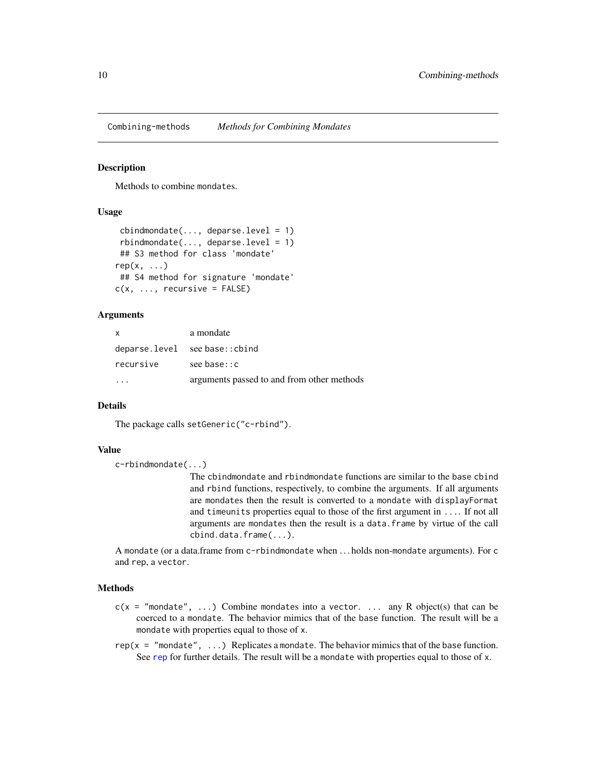## Combining-methods *Methods for Combining Mondates*

### Description

Methods to combine mondates.

### Usage

```
cbindmondate(..., deparse.level = 1)
rbindmondate(..., deparse.level = 1)
## S3 method for class 'mondate'
rep(x, ...)
## S4 method for signature 'mondate'
c(x, ..., recursive = FALSE)
```

### Arguments

| | |
|---|---|
| x | a mondate |
| deparse.level | see base::cbind |
| recursive | see base::c |
| ... | arguments passed to and from other methods |

### Details

The package calls setGeneric("c-rbind").

### Value

c-rbindmondate(...)

The cbindmondate and rbindmondate functions are similar to the base cbind and rbind functions, respectively, to combine the arguments. If all arguments are mondates then the result is converted to a mondate with displayFormat and timeunits properties equal to those of the first argument in .... If not all arguments are mondates then the result is a data.frame by virtue of the call cbind.data.frame(...).

A mondate (or a data.frame from c-rbindmondate when ... holds non-mondate arguments). For c and rep, a vector.

### Methods

- c(x = "mondate", ...) Combine mondates into a vector. ... any R object(s) that can be coerced to a mondate. The behavior mimics that of the base function. The result will be a mondate with properties equal to those of x.
- rep(x = "mondate", ...) Replicates a mondate. The behavior mimics that of the base function. See rep for further details. The result will be a mondate with properties equal to those of x.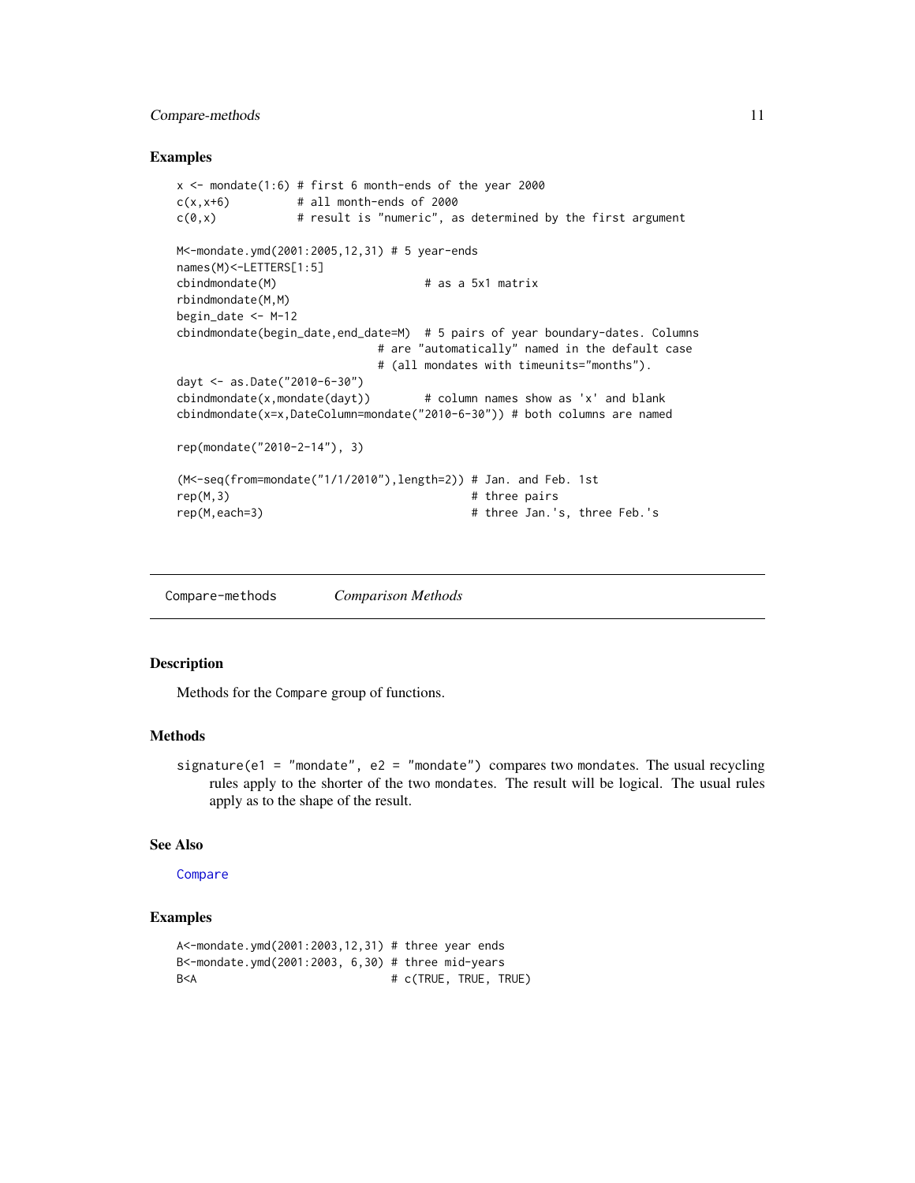## Examples

```
x <- mondate(1:6) # first 6 month-ends of the year 2000
c(x,x+6)          # all month-ends of 2000
c(0,x)            # result is "numeric", as determined by the first argument

M<-mondate.ymd(2001:2005,12,31) # 5 year-ends
names(M)<-LETTERS[1:5]
cbindmondate(M)                       # as a 5x1 matrix
rbindmondate(M,M)
begin_date <- M-12
cbindmondate(begin_date,end_date=M)  # 5 pairs of year boundary-dates. Columns
                              # are "automatically" named in the default case
                              # (all mondates with timeunits="months").
dayt <- as.Date("2010-6-30")
cbindmondate(x,mondate(dayt))         # column names show as 'x' and blank
cbindmondate(x=x,DateColumn=mondate("2010-6-30")) # both columns are named

rep(mondate("2010-2-14"), 3)

(M<-seq(from=mondate("1/1/2010"),length=2)) # Jan. and Feb. 1st
rep(M,3)                                    # three pairs
rep(M,each=3)                               # three Jan.'s, three Feb.'s
```

---

# Compare-methods *Comparison Methods*

## Description

Methods for the `Compare` group of functions.

## Methods

`signature(e1 = "mondate", e2 = "mondate")` compares two `mondate`s. The usual recycling rules apply to the shorter of the two `mondate`s. The result will be logical. The usual rules apply as to the shape of the result.

## See Also

`Compare`

## Examples

```
A<-mondate.ymd(2001:2003,12,31) # three year ends
B<-mondate.ymd(2001:2003, 6,30) # three mid-years
B<A                             # c(TRUE, TRUE, TRUE)
```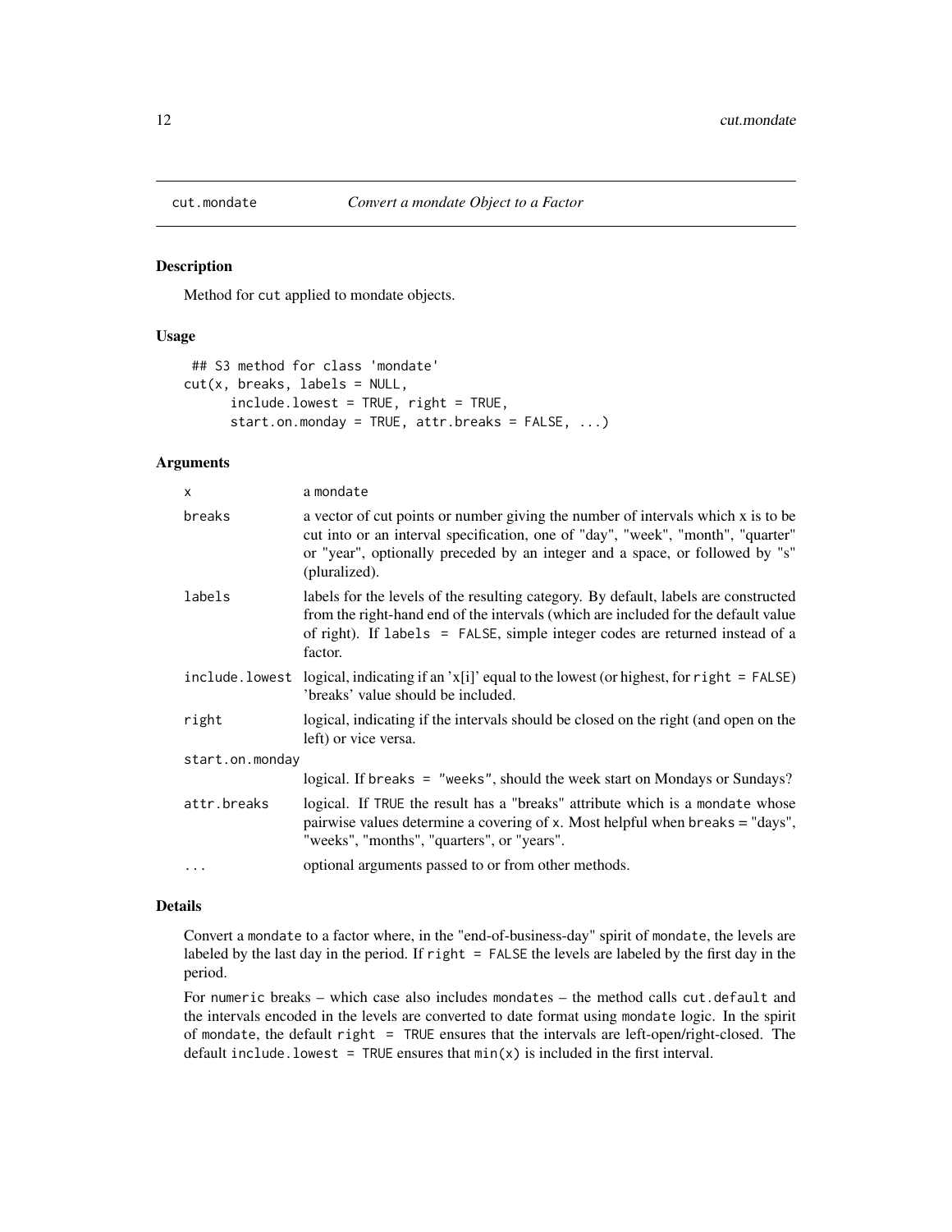## cut.mondate — *Convert a mondate Object to a Factor*

### Description

Method for cut applied to mondate objects.

### Usage

```
## S3 method for class 'mondate'
cut(x, breaks, labels = NULL,
      include.lowest = TRUE, right = TRUE,
      start.on.monday = TRUE, attr.breaks = FALSE, ...)
```

### Arguments

| | |
|---|---|
| `x` | a mondate |
| `breaks` | a vector of cut points or number giving the number of intervals which x is to be cut into or an interval specification, one of "day", "week", "month", "quarter" or "year", optionally preceded by an integer and a space, or followed by "s" (pluralized). |
| `labels` | labels for the levels of the resulting category. By default, labels are constructed from the right-hand end of the intervals (which are included for the default value of right). If `labels = FALSE`, simple integer codes are returned instead of a factor. |
| `include.lowest` | logical, indicating if an 'x[i]' equal to the lowest (or highest, for `right = FALSE`) 'breaks' value should be included. |
| `right` | logical, indicating if the intervals should be closed on the right (and open on the left) or vice versa. |
| `start.on.monday` | logical. If `breaks = "weeks"`, should the week start on Mondays or Sundays? |
| `attr.breaks` | logical. If `TRUE` the result has a "breaks" attribute which is a `mondate` whose pairwise values determine a covering of `x`. Most helpful when breaks = "days", "weeks", "months", "quarters", or "years". |
| `...` | optional arguments passed to or from other methods. |

### Details

Convert a `mondate` to a factor where, in the "end-of-business-day" spirit of `mondate`, the levels are labeled by the last day in the period. If `right = FALSE` the levels are labeled by the first day in the period.

For `numeric` breaks – which case also includes `mondate`s – the method calls `cut.default` and the intervals encoded in the levels are converted to date format using `mondate` logic. In the spirit of `mondate`, the default `right = TRUE` ensures that the intervals are left-open/right-closed. The default `include.lowest = TRUE` ensures that `min(x)` is included in the first interval.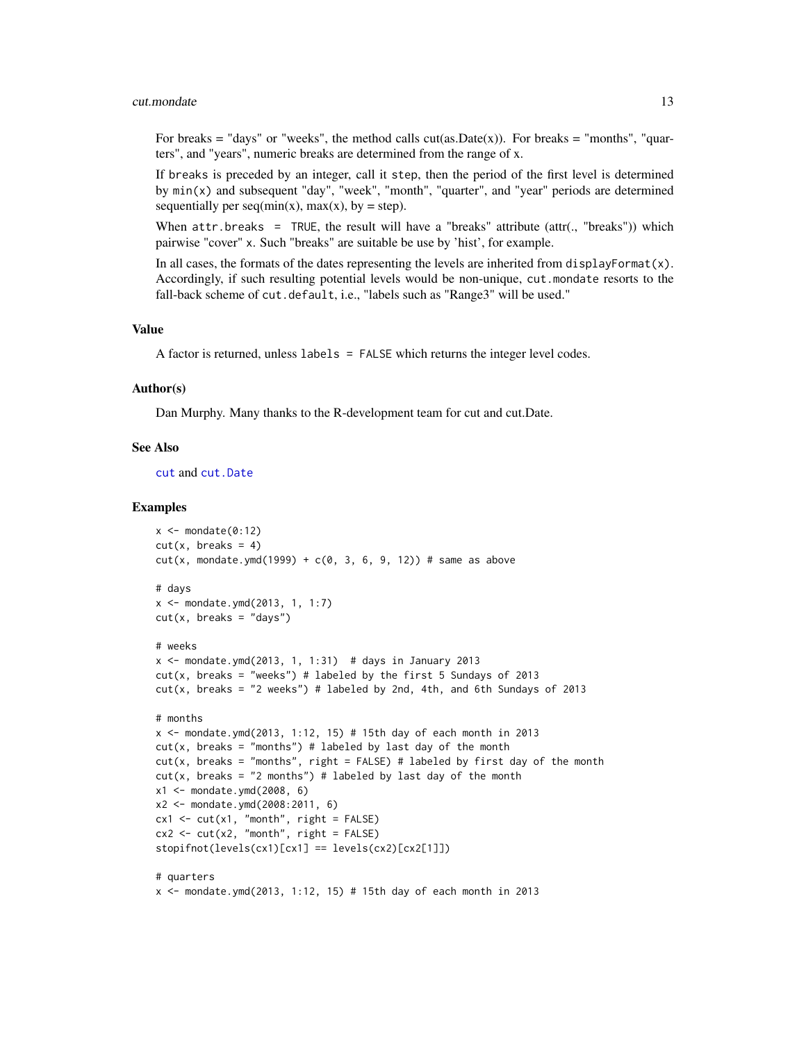For breaks = "days" or "weeks", the method calls cut(as.Date(x)). For breaks = "months", "quarters", and "years", numeric breaks are determined from the range of x.

If `breaks` is preceded by an integer, call it `step`, then the period of the first level is determined by `min(x)` and subsequent "day", "week", "month", "quarter", and "year" periods are determined sequentially per seq(min(x), max(x), by = step).

When `attr.breaks = TRUE`, the result will have a "breaks" attribute (attr(., "breaks")) which pairwise "cover" x. Such "breaks" are suitable be use by 'hist', for example.

In all cases, the formats of the dates representing the levels are inherited from `displayFormat(x)`. Accordingly, if such resulting potential levels would be non-unique, `cut.mondate` resorts to the fall-back scheme of `cut.default`, i.e., "labels such as "Range3" will be used."

### Value

A factor is returned, unless `labels = FALSE` which returns the integer level codes.

### Author(s)

Dan Murphy. Many thanks to the R-development team for cut and cut.Date.

### See Also

`cut` and `cut.Date`

### Examples

```
x <- mondate(0:12)
cut(x, breaks = 4)
cut(x, mondate.ymd(1999) + c(0, 3, 6, 9, 12)) # same as above

# days
x <- mondate.ymd(2013, 1, 1:7)
cut(x, breaks = "days")

# weeks
x <- mondate.ymd(2013, 1, 1:31)  # days in January 2013
cut(x, breaks = "weeks") # labeled by the first 5 Sundays of 2013
cut(x, breaks = "2 weeks") # labeled by 2nd, 4th, and 6th Sundays of 2013

# months
x <- mondate.ymd(2013, 1:12, 15) # 15th day of each month in 2013
cut(x, breaks = "months") # labeled by last day of the month
cut(x, breaks = "months", right = FALSE) # labeled by first day of the month
cut(x, breaks = "2 months") # labeled by last day of the month
x1 <- mondate.ymd(2008, 6)
x2 <- mondate.ymd(2008:2011, 6)
cx1 <- cut(x1, "month", right = FALSE)
cx2 <- cut(x2, "month", right = FALSE)
stopifnot(levels(cx1)[cx1] == levels(cx2)[cx2[1]])

# quarters
x <- mondate.ymd(2013, 1:12, 15) # 15th day of each month in 2013
```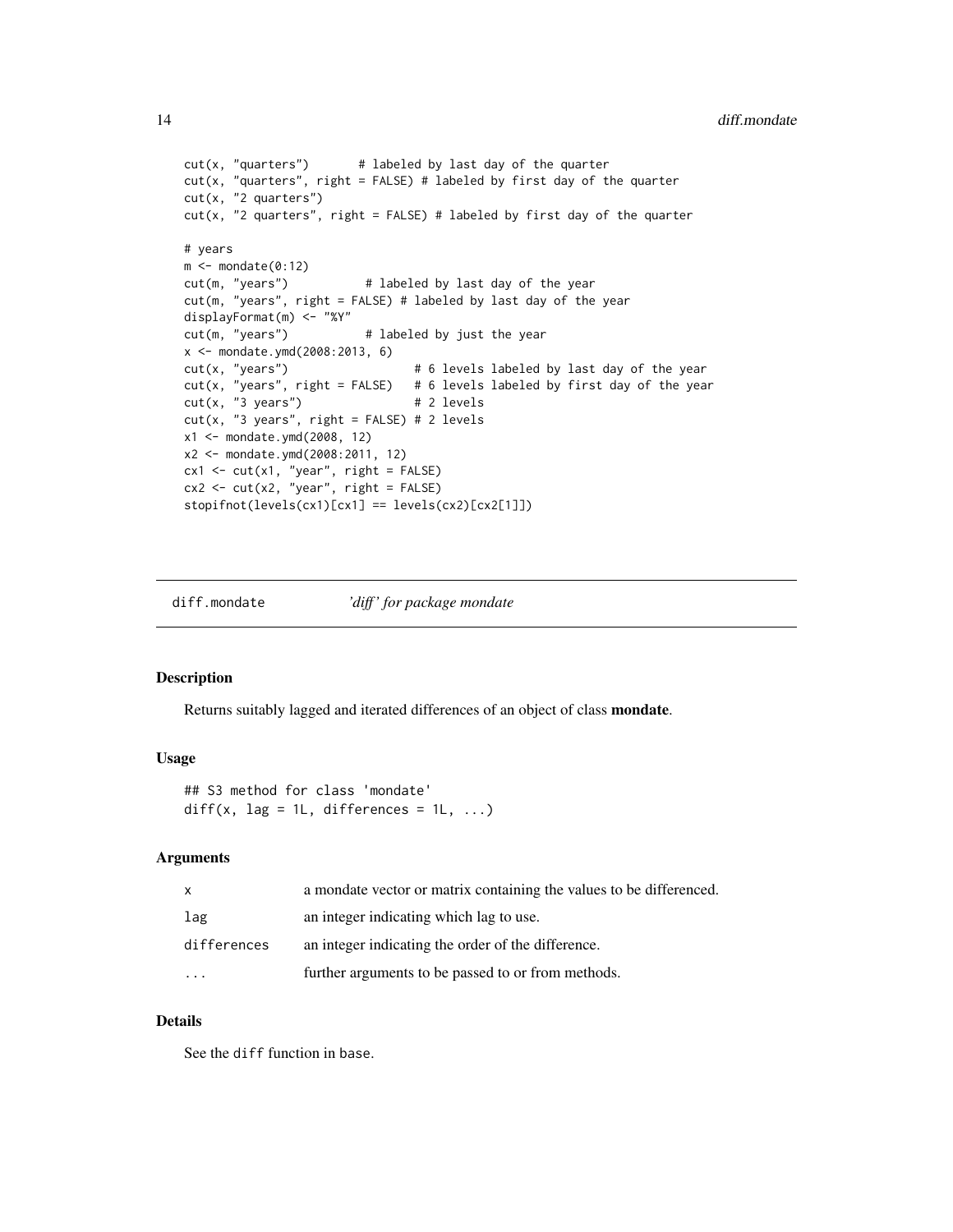```
cut(x, "quarters")       # labeled by last day of the quarter
cut(x, "quarters", right = FALSE) # labeled by first day of the quarter
cut(x, "2 quarters")
cut(x, "2 quarters", right = FALSE) # labeled by first day of the quarter

# years
m <- mondate(0:12)
cut(m, "years")           # labeled by last day of the year
cut(m, "years", right = FALSE) # labeled by last day of the year
displayFormat(m) <- "%Y"
cut(m, "years")           # labeled by just the year
x <- mondate.ymd(2008:2013, 6)
cut(x, "years")                  # 6 levels labeled by last day of the year
cut(x, "years", right = FALSE)   # 6 levels labeled by first day of the year
cut(x, "3 years")                # 2 levels
cut(x, "3 years", right = FALSE) # 2 levels
x1 <- mondate.ymd(2008, 12)
x2 <- mondate.ymd(2008:2011, 12)
cx1 <- cut(x1, "year", right = FALSE)
cx2 <- cut(x2, "year", right = FALSE)
stopifnot(levels(cx1)[cx1] == levels(cx2)[cx2[1]])
```

## diff.mondate — *'diff' for package mondate*

### Description

Returns suitably lagged and iterated differences of an object of class **mondate**.

### Usage

```
## S3 method for class 'mondate'
diff(x, lag = 1L, differences = 1L, ...)
```

### Arguments

| | |
|---|---|
| x | a mondate vector or matrix containing the values to be differenced. |
| lag | an integer indicating which lag to use. |
| differences | an integer indicating the order of the difference. |
| ... | further arguments to be passed to or from methods. |

### Details

See the `diff` function in `base`.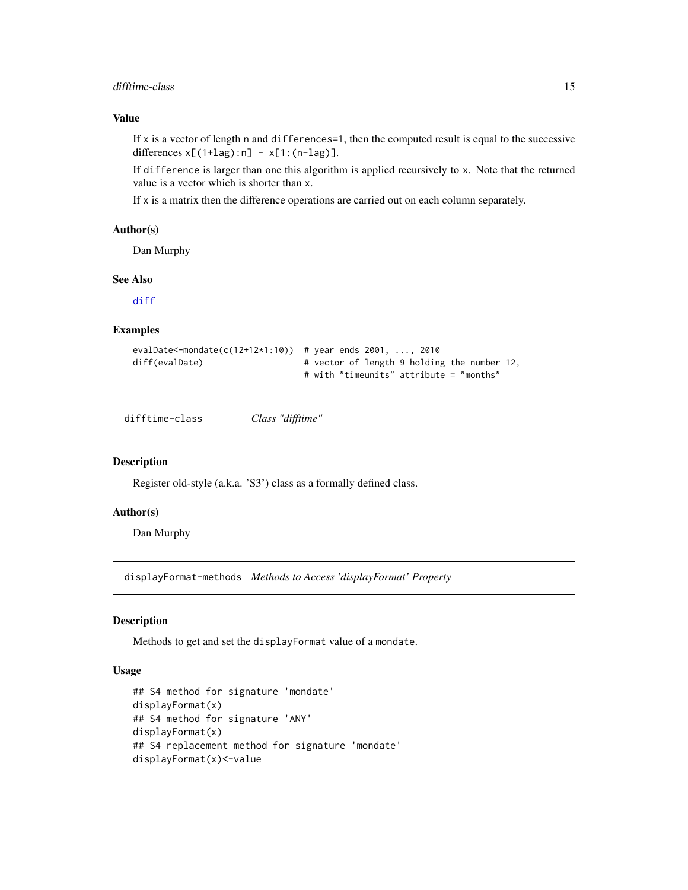## Value

If `x` is a vector of length `n` and `differences=1`, then the computed result is equal to the successive differences `x[(1+lag):n] - x[1:(n-lag)]`.

If `difference` is larger than one this algorithm is applied recursively to `x`. Note that the returned value is a vector which is shorter than `x`.

If `x` is a matrix then the difference operations are carried out on each column separately.

## Author(s)

Dan Murphy

## See Also

`diff`

## Examples

```
evalDate<-mondate(c(12+12*1:10))  # year ends 2001, ..., 2010
diff(evalDate)                    # vector of length 9 holding the number 12,
                                  # with "timeunits" attribute = "months"
```

---

# difftime-class &nbsp;&nbsp;&nbsp; *Class "difftime"*

## Description

Register old-style (a.k.a. 'S3') class as a formally defined class.

## Author(s)

Dan Murphy

---

# displayFormat-methods &nbsp;&nbsp;&nbsp; *Methods to Access 'displayFormat' Property*

## Description

Methods to get and set the `displayFormat` value of a `mondate`.

## Usage

```
## S4 method for signature 'mondate'
displayFormat(x)
## S4 method for signature 'ANY'
displayFormat(x)
## S4 replacement method for signature 'mondate'
displayFormat(x)<-value
```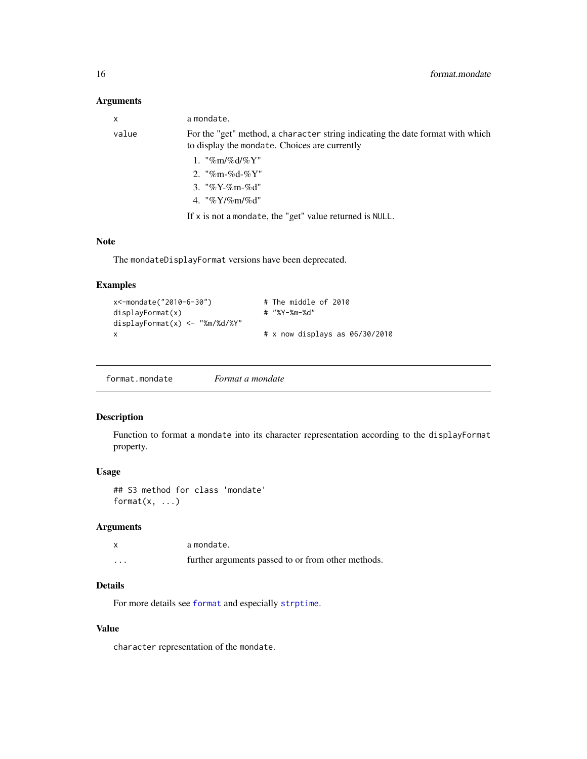### Arguments

| | |
|---|---|
| x | a mondate. |
| value | For the "get" method, a character string indicating the date format with which to display the mondate. Choices are currently<br>1. "%m/%d/%Y"<br>2. "%m-%d-%Y"<br>3. "%Y-%m-%d"<br>4. "%Y/%m/%d"<br><br>If x is not a mondate, the "get" value returned is NULL. |

### Note

The mondateDisplayFormat versions have been deprecated.

### Examples

```
x<-mondate("2010-6-30")            # The middle of 2010
displayFormat(x)                   # "%Y-%m-%d"
displayFormat(x) <- "%m/%d/%Y"
x                                  # x now displays as 06/30/2010
```

---

## format.mondate *Format a mondate*

### Description

Function to format a mondate into its character representation according to the displayFormat property.

### Usage

```
## S3 method for class 'mondate'
format(x, ...)
```

### Arguments

| | |
|---|---|
| x | a mondate. |
| ... | further arguments passed to or from other methods. |

### Details

For more details see format and especially strptime.

### Value

character representation of the mondate.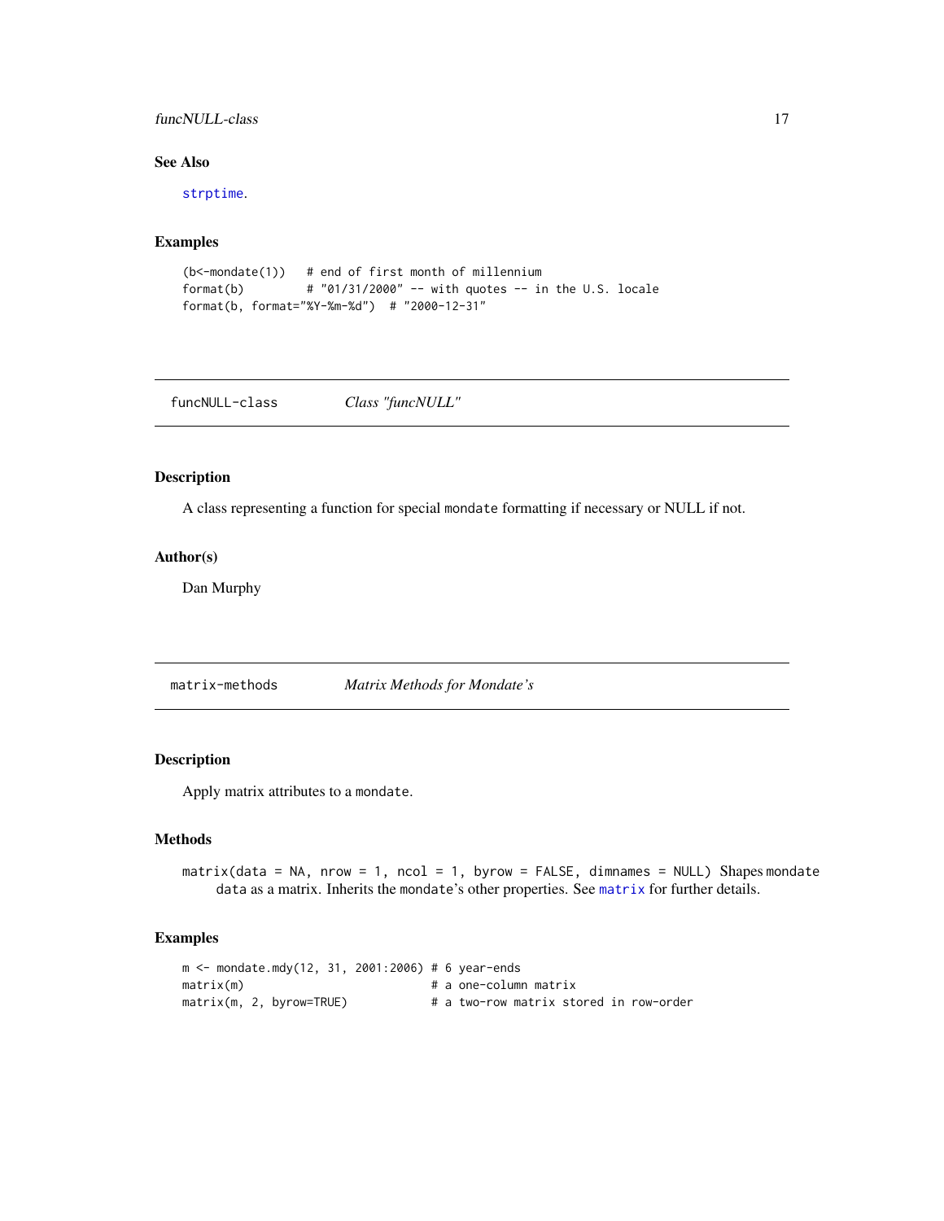### See Also

strptime.

### Examples

```
(b<-mondate(1))   # end of first month of millennium
format(b)         # "01/31/2000" -- with quotes -- in the U.S. locale
format(b, format="%Y-%m-%d")  # "2000-12-31"
```

---

## funcNULL-class    *Class "funcNULL"*

---

### Description

A class representing a function for special `mondate` formatting if necessary or NULL if not.

### Author(s)

Dan Murphy

---

## matrix-methods    *Matrix Methods for Mondate's*

---

### Description

Apply matrix attributes to a `mondate`.

### Methods

`matrix(data = NA, nrow = 1, ncol = 1, byrow = FALSE, dimnames = NULL)` Shapes `mondate` `data` as a matrix. Inherits the `mondate`'s other properties. See `matrix` for further details.

### Examples

```
m <- mondate.mdy(12, 31, 2001:2006) # 6 year-ends
matrix(m)                           # a one-column matrix
matrix(m, 2, byrow=TRUE)            # a two-row matrix stored in row-order
```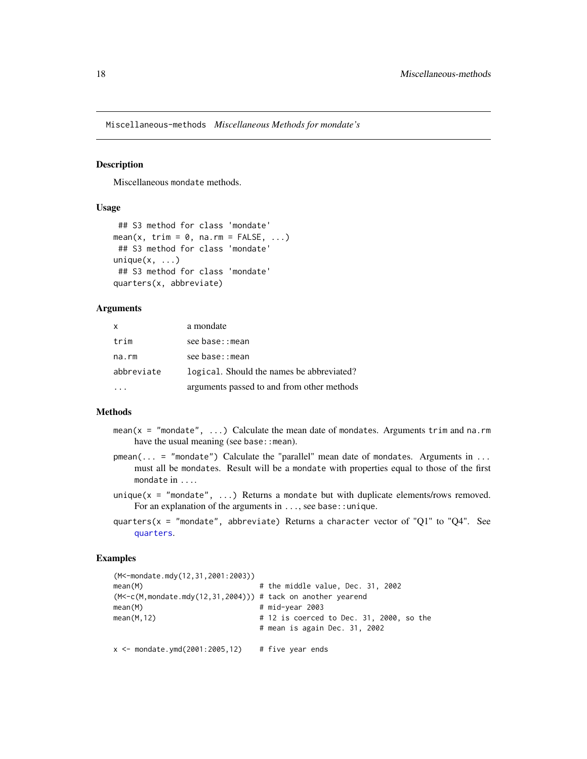Miscellaneous-methods *Miscellaneous Methods for mondate's*

## Description

Miscellaneous mondate methods.

## Usage

```
## S3 method for class 'mondate'
mean(x, trim = 0, na.rm = FALSE, ...)
## S3 method for class 'mondate'
unique(x, ...)
## S3 method for class 'mondate'
quarters(x, abbreviate)
```

## Arguments

| | |
|---|---|
| x | a mondate |
| trim | see base::mean |
| na.rm | see base::mean |
| abbreviate | logical. Should the names be abbreviated? |
| ... | arguments passed to and from other methods |

## Methods

`mean(x = "mondate", ...)` Calculate the mean date of mondates. Arguments trim and na.rm have the usual meaning (see base::mean).

`pmean(... = "mondate")` Calculate the "parallel" mean date of mondates. Arguments in ... must all be mondates. Result will be a mondate with properties equal to those of the first mondate in ....

`unique(x = "mondate", ...)` Returns a mondate but with duplicate elements/rows removed. For an explanation of the arguments in ..., see base::unique.

`quarters(x = "mondate", abbreviate)` Returns a character vector of "Q1" to "Q4". See quarters.

## Examples

```
(M<-mondate.mdy(12,31,2001:2003))
mean(M)                            # the middle value, Dec. 31, 2002
(M<-c(M,mondate.mdy(12,31,2004))) # tack on another yearend
mean(M)                            # mid-year 2003
mean(M,12)                         # 12 is coerced to Dec. 31, 2000, so the
                                   # mean is again Dec. 31, 2002

x <- mondate.ymd(2001:2005,12)    # five year ends
```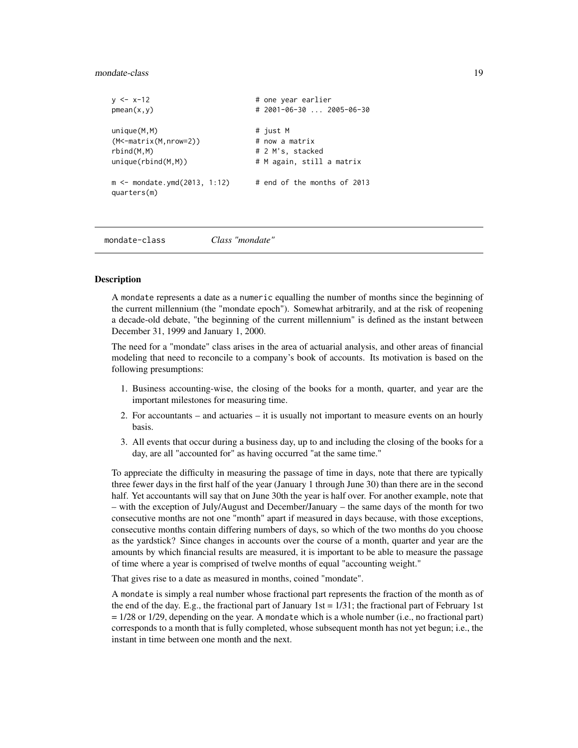```
y <- x-12                          # one year earlier
pmean(x,y)                         # 2001-06-30 ... 2005-06-30

unique(M,M)                        # just M
(M<-matrix(M,nrow=2))              # now a matrix
rbind(M,M)                         # 2 M's, stacked
unique(rbind(M,M))                 # M again, still a matrix

m <- mondate.ymd(2013, 1:12)       # end of the months of 2013
quarters(m)
```

## mondate-class *Class "mondate"*

### Description

A mondate represents a date as a numeric equalling the number of months since the beginning of the current millennium (the "mondate epoch"). Somewhat arbitrarily, and at the risk of reopening a decade-old debate, "the beginning of the current millennium" is defined as the instant between December 31, 1999 and January 1, 2000.

The need for a "mondate" class arises in the area of actuarial analysis, and other areas of financial modeling that need to reconcile to a company's book of accounts. Its motivation is based on the following presumptions:

1. Business accounting-wise, the closing of the books for a month, quarter, and year are the important milestones for measuring time.
2. For accountants – and actuaries – it is usually not important to measure events on an hourly basis.
3. All events that occur during a business day, up to and including the closing of the books for a day, are all "accounted for" as having occurred "at the same time."

To appreciate the difficulty in measuring the passage of time in days, note that there are typically three fewer days in the first half of the year (January 1 through June 30) than there are in the second half. Yet accountants will say that on June 30th the year is half over. For another example, note that – with the exception of July/August and December/January – the same days of the month for two consecutive months are not one "month" apart if measured in days because, with those exceptions, consecutive months contain differing numbers of days, so which of the two months do you choose as the yardstick? Since changes in accounts over the course of a month, quarter and year are the amounts by which financial results are measured, it is important to be able to measure the passage of time where a year is comprised of twelve months of equal "accounting weight."

That gives rise to a date as measured in months, coined "mondate".

A mondate is simply a real number whose fractional part represents the fraction of the month as of the end of the day. E.g., the fractional part of January 1st = 1/31; the fractional part of February 1st = 1/28 or 1/29, depending on the year. A mondate which is a whole number (i.e., no fractional part) corresponds to a month that is fully completed, whose subsequent month has not yet begun; i.e., the instant in time between one month and the next.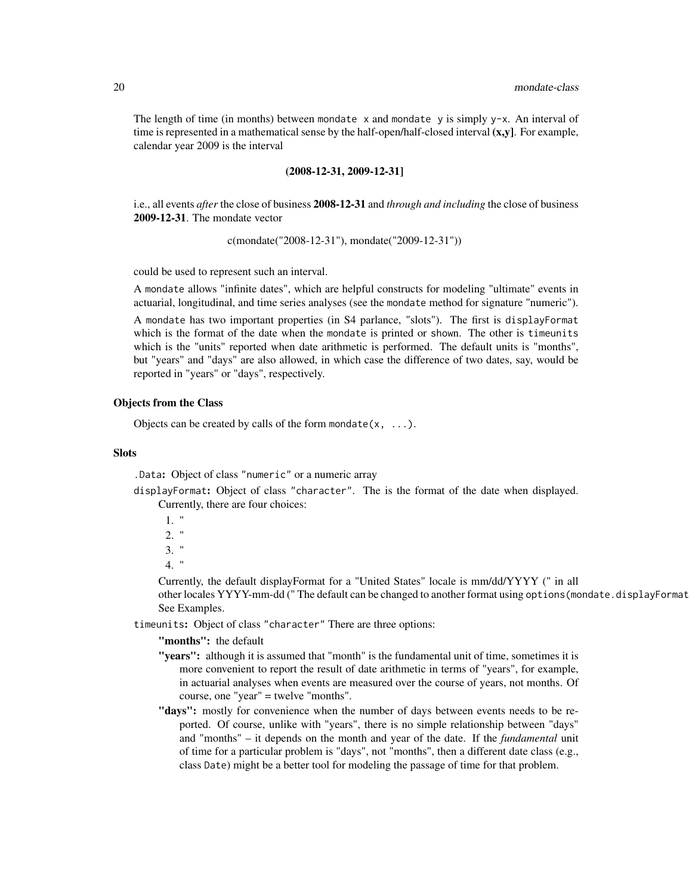The length of time (in months) between `mondate x` and `mondate y` is simply `y-x`. An interval of time is represented in a mathematical sense by the half-open/half-closed interval **(x,y]**. For example, calendar year 2009 is the interval

**(2008-12-31, 2009-12-31]**

i.e., all events *after* the close of business **2008-12-31** and *through and including* the close of business **2009-12-31**. The mondate vector

c(mondate("2008-12-31"), mondate("2009-12-31"))

could be used to represent such an interval.

A `mondate` allows "infinite dates", which are helpful constructs for modeling "ultimate" events in actuarial, longitudinal, and time series analyses (see the `mondate` method for signature "numeric").

A `mondate` has two important properties (in S4 parlance, "slots"). The first is `displayFormat` which is the format of the date when the `mondate` is printed or shown. The other is `timeunits` which is the "units" reported when date arithmetic is performed. The default units is "months", but "years" and "days" are also allowed, in which case the difference of two dates, say, would be reported in "years" or "days", respectively.

### Objects from the Class

Objects can be created by calls of the form `mondate(x, ...)`.

### Slots

`.Data`: Object of class `"numeric"` or a numeric array

`displayFormat`: Object of class `"character"`. The is the format of the date when displayed. Currently, there are four choices:

1. "
2. "
3. "
4. "

Currently, the default displayFormat for a "United States" locale is mm/dd/YYYY (" in all other locales YYYY-mm-dd (" The default can be changed to another format using `options(mondate.displayFormat` See Examples.

`timeunits`: Object of class `"character"` There are three options:

**"months":** the default

**"years":** although it is assumed that "month" is the fundamental unit of time, sometimes it is more convenient to report the result of date arithmetic in terms of "years", for example, in actuarial analyses when events are measured over the course of years, not months. Of course, one "year" = twelve "months".

**"days":** mostly for convenience when the number of days between events needs to be reported. Of course, unlike with "years", there is no simple relationship between "days" and "months" – it depends on the month and year of the date. If the *fundamental* unit of time for a particular problem is "days", not "months", then a different date class (e.g., class `Date`) might be a better tool for modeling the passage of time for that problem.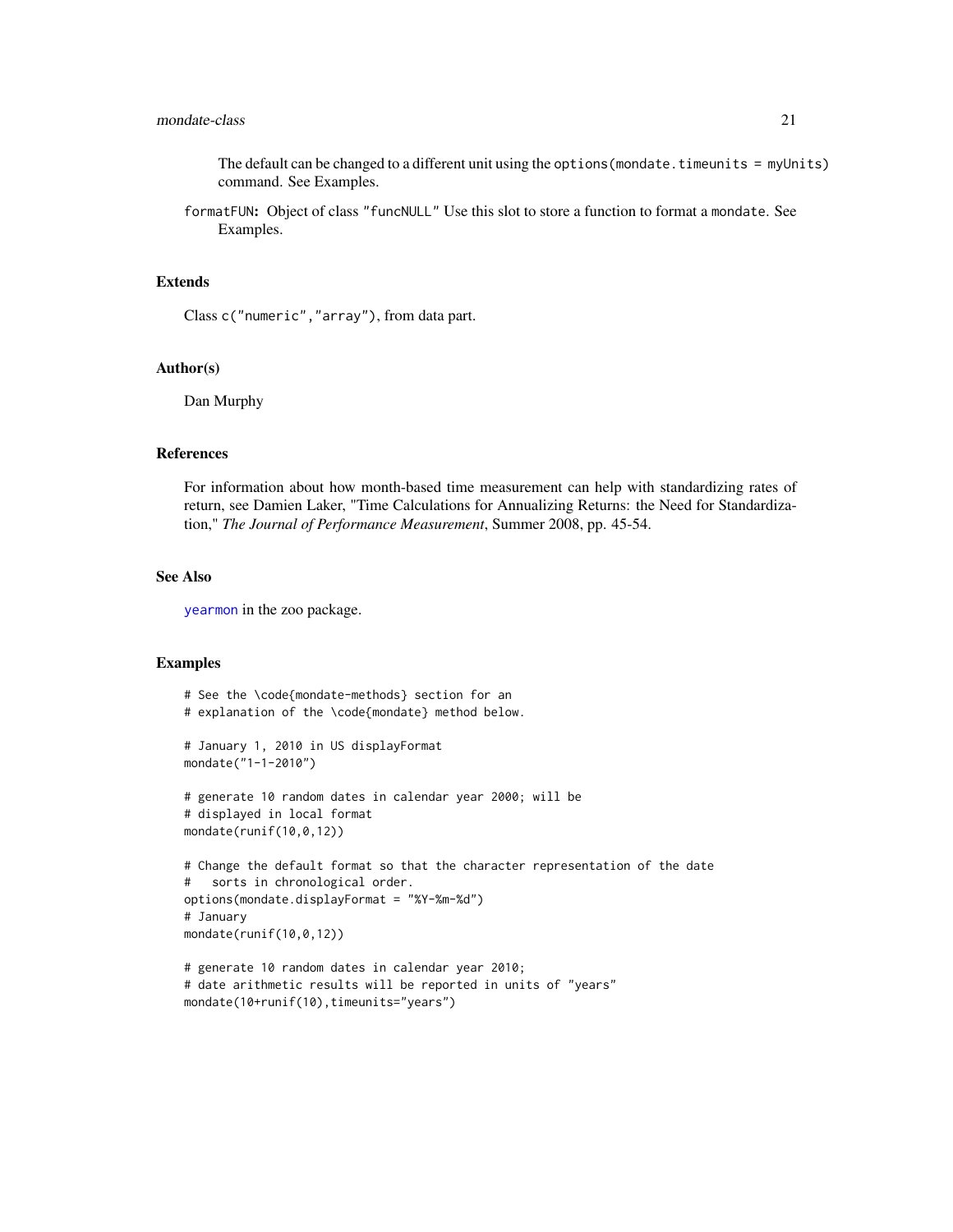The default can be changed to a different unit using the `options(mondate.timeunits = myUnits)` command. See Examples.

`formatFUN`**:** Object of class `"funcNULL"` Use this slot to store a function to format a `mondate`. See Examples.

## Extends

Class `c("numeric","array")`, from data part.

## Author(s)

Dan Murphy

## References

For information about how month-based time measurement can help with standardizing rates of return, see Damien Laker, "Time Calculations for Annualizing Returns: the Need for Standardization," *The Journal of Performance Measurement*, Summer 2008, pp. 45-54.

## See Also

`yearmon` in the zoo package.

## Examples

```
# See the \code{mondate-methods} section for an
# explanation of the \code{mondate} method below.

# January 1, 2010 in US displayFormat
mondate("1-1-2010")

# generate 10 random dates in calendar year 2000; will be
# displayed in local format
mondate(runif(10,0,12))

# Change the default format so that the character representation of the date
#   sorts in chronological order.
options(mondate.displayFormat = "%Y-%m-%d")
# January
mondate(runif(10,0,12))

# generate 10 random dates in calendar year 2010;
# date arithmetic results will be reported in units of "years"
mondate(10+runif(10),timeunits="years")
```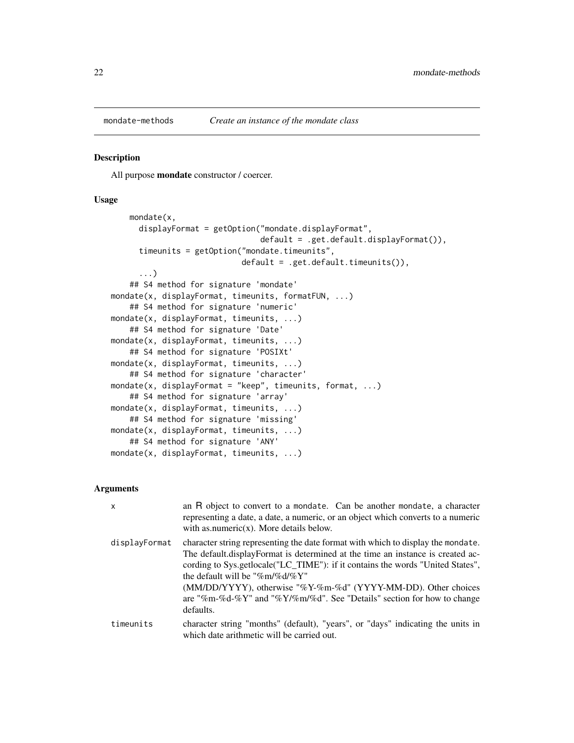mondate-methods *Create an instance of the mondate class*

## Description

All purpose **mondate** constructor / coercer.

## Usage

```
      mondate(x,
        displayFormat = getOption("mondate.displayFormat",
                                  default = .get.default.displayFormat()),
        timeunits = getOption("mondate.timeunits",
                              default = .get.default.timeunits()),
        ...)
    ## S4 method for signature 'mondate'
mondate(x, displayFormat, timeunits, formatFUN, ...)
    ## S4 method for signature 'numeric'
mondate(x, displayFormat, timeunits, ...)
    ## S4 method for signature 'Date'
mondate(x, displayFormat, timeunits, ...)
    ## S4 method for signature 'POSIXt'
mondate(x, displayFormat, timeunits, ...)
    ## S4 method for signature 'character'
mondate(x, displayFormat = "keep", timeunits, format, ...)
    ## S4 method for signature 'array'
mondate(x, displayFormat, timeunits, ...)
    ## S4 method for signature 'missing'
mondate(x, displayFormat, timeunits, ...)
    ## S4 method for signature 'ANY'
mondate(x, displayFormat, timeunits, ...)
```

## Arguments

| | |
|---|---|
| x | an R object to convert to a mondate. Can be another mondate, a character representing a date, a date, a numeric, or an object which converts to a numeric with as.numeric(x). More details below. |
| displayFormat | character string representing the date format with which to display the mondate. The default.displayFormat is determined at the time an instance is created according to Sys.getlocale("LC_TIME"): if it contains the words "United States", the default will be "%m/%d/%Y" (MM/DD/YYYY), otherwise "%Y-%m-%d" (YYYY-MM-DD). Other choices are "%m-%d-%Y" and "%Y/%m/%d". See "Details" section for how to change defaults. |
| timeunits | character string "months" (default), "years", or "days" indicating the units in which date arithmetic will be carried out. |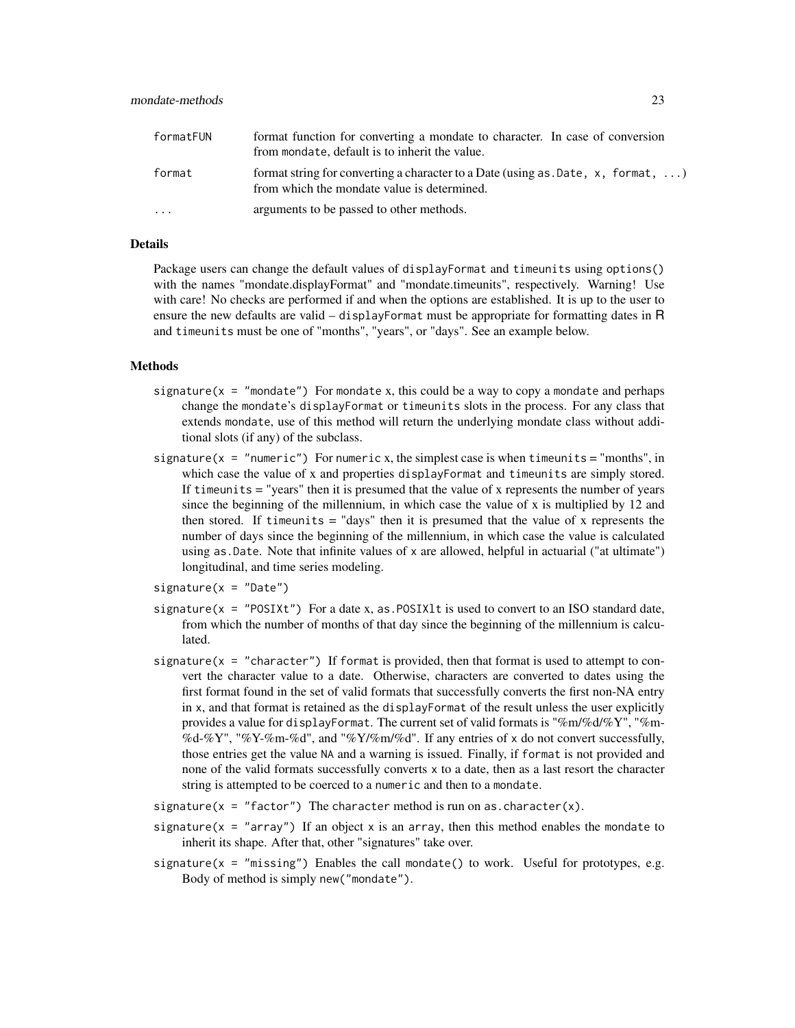| | |
|---|---|
| formatFUN | format function for converting a mondate to character. In case of conversion from mondate, default is to inherit the value. |
| format | format string for converting a character to a Date (using as.Date, x, format, ...) from which the mondate value is determined. |
| ... | arguments to be passed to other methods. |

## Details

Package users can change the default values of displayFormat and timeunits using options() with the names "mondate.displayFormat" and "mondate.timeunits", respectively. Warning! Use with care! No checks are performed if and when the options are established. It is up to the user to ensure the new defaults are valid – displayFormat must be appropriate for formatting dates in R and timeunits must be one of "months", "years", or "days". See an example below.

## Methods

signature(x = "mondate") For mondate x, this could be a way to copy a mondate and perhaps change the mondate's displayFormat or timeunits slots in the process. For any class that extends mondate, use of this method will return the underlying mondate class without additional slots (if any) of the subclass.

signature(x = "numeric") For numeric x, the simplest case is when timeunits = "months", in which case the value of x and properties displayFormat and timeunits are simply stored. If timeunits = "years" then it is presumed that the value of x represents the number of years since the beginning of the millennium, in which case the value of x is multiplied by 12 and then stored. If timeunits = "days" then it is presumed that the value of x represents the number of days since the beginning of the millennium, in which case the value is calculated using as.Date. Note that infinite values of x are allowed, helpful in actuarial ("at ultimate") longitudinal, and time series modeling.

signature(x = "Date")

signature(x = "POSIXt") For a date x, as.POSIXlt is used to convert to an ISO standard date, from which the number of months of that day since the beginning of the millennium is calculated.

signature(x = "character") If format is provided, then that format is used to attempt to convert the character value to a date. Otherwise, characters are converted to dates using the first format found in the set of valid formats that successfully converts the first non-NA entry in x, and that format is retained as the displayFormat of the result unless the user explicitly provides a value for displayFormat. The current set of valid formats is "%m/%d/%Y", "%m-%d-%Y", "%Y-%m-%d", and "%Y/%m/%d". If any entries of x do not convert successfully, those entries get the value NA and a warning is issued. Finally, if format is not provided and none of the valid formats successfully converts x to a date, then as a last resort the character string is attempted to be coerced to a numeric and then to a mondate.

signature(x = "factor") The character method is run on as.character(x).

signature(x = "array") If an object x is an array, then this method enables the mondate to inherit its shape. After that, other "signatures" take over.

signature(x = "missing") Enables the call mondate() to work. Useful for prototypes, e.g. Body of method is simply new("mondate").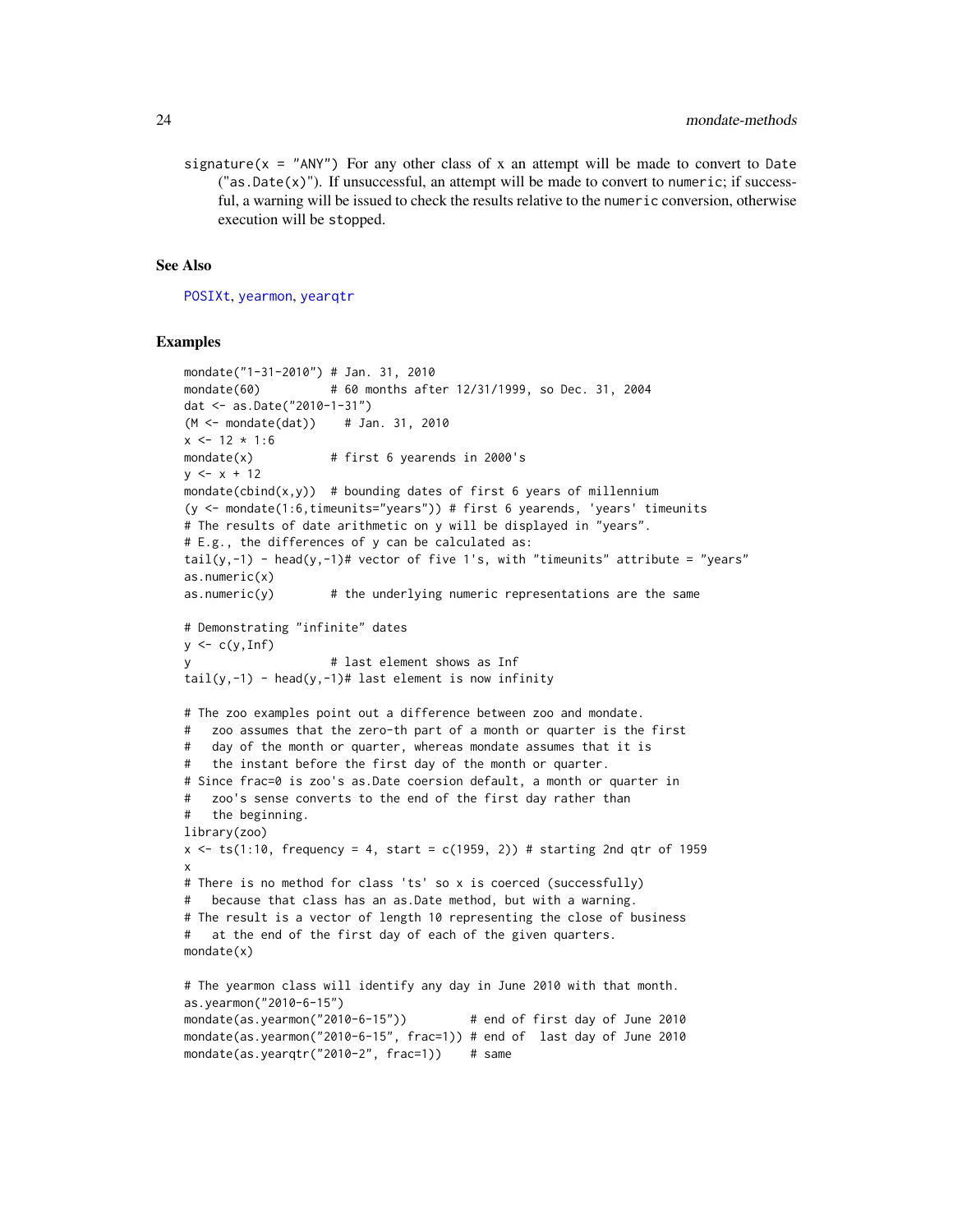signature(x = "ANY") For any other class of x an attempt will be made to convert to Date ("as.Date(x)"). If unsuccessful, an attempt will be made to convert to numeric; if successful, a warning will be issued to check the results relative to the numeric conversion, otherwise execution will be stopped.

## See Also

POSIXt, yearmon, yearqtr

## Examples

```
mondate("1-31-2010") # Jan. 31, 2010
mondate(60)          # 60 months after 12/31/1999, so Dec. 31, 2004
dat <- as.Date("2010-1-31")
(M <- mondate(dat))    # Jan. 31, 2010
x <- 12 * 1:6
mondate(x)           # first 6 yearends in 2000's
y <- x + 12
mondate(cbind(x,y))  # bounding dates of first 6 years of millennium
(y <- mondate(1:6,timeunits="years")) # first 6 yearends, 'years' timeunits
# The results of date arithmetic on y will be displayed in "years".
# E.g., the differences of y can be calculated as:
tail(y,-1) - head(y,-1)# vector of five 1's, with "timeunits" attribute = "years"
as.numeric(x)
as.numeric(y)        # the underlying numeric representations are the same

# Demonstrating "infinite" dates
y <- c(y,Inf)
y                    # last element shows as Inf
tail(y,-1) - head(y,-1)# last element is now infinity

# The zoo examples point out a difference between zoo and mondate.
#   zoo assumes that the zero-th part of a month or quarter is the first
#   day of the month or quarter, whereas mondate assumes that it is
#   the instant before the first day of the month or quarter.
# Since frac=0 is zoo's as.Date coersion default, a month or quarter in
#   zoo's sense converts to the end of the first day rather than
#   the beginning.
library(zoo)
x <- ts(1:10, frequency = 4, start = c(1959, 2)) # starting 2nd qtr of 1959
x
# There is no method for class 'ts' so x is coerced (successfully)
#   because that class has an as.Date method, but with a warning.
# The result is a vector of length 10 representing the close of business
#   at the end of the first day of each of the given quarters.
mondate(x)

# The yearmon class will identify any day in June 2010 with that month.
as.yearmon("2010-6-15")
mondate(as.yearmon("2010-6-15"))         # end of first day of June 2010
mondate(as.yearmon("2010-6-15", frac=1)) # end of  last day of June 2010
mondate(as.yearqtr("2010-2", frac=1))    # same
```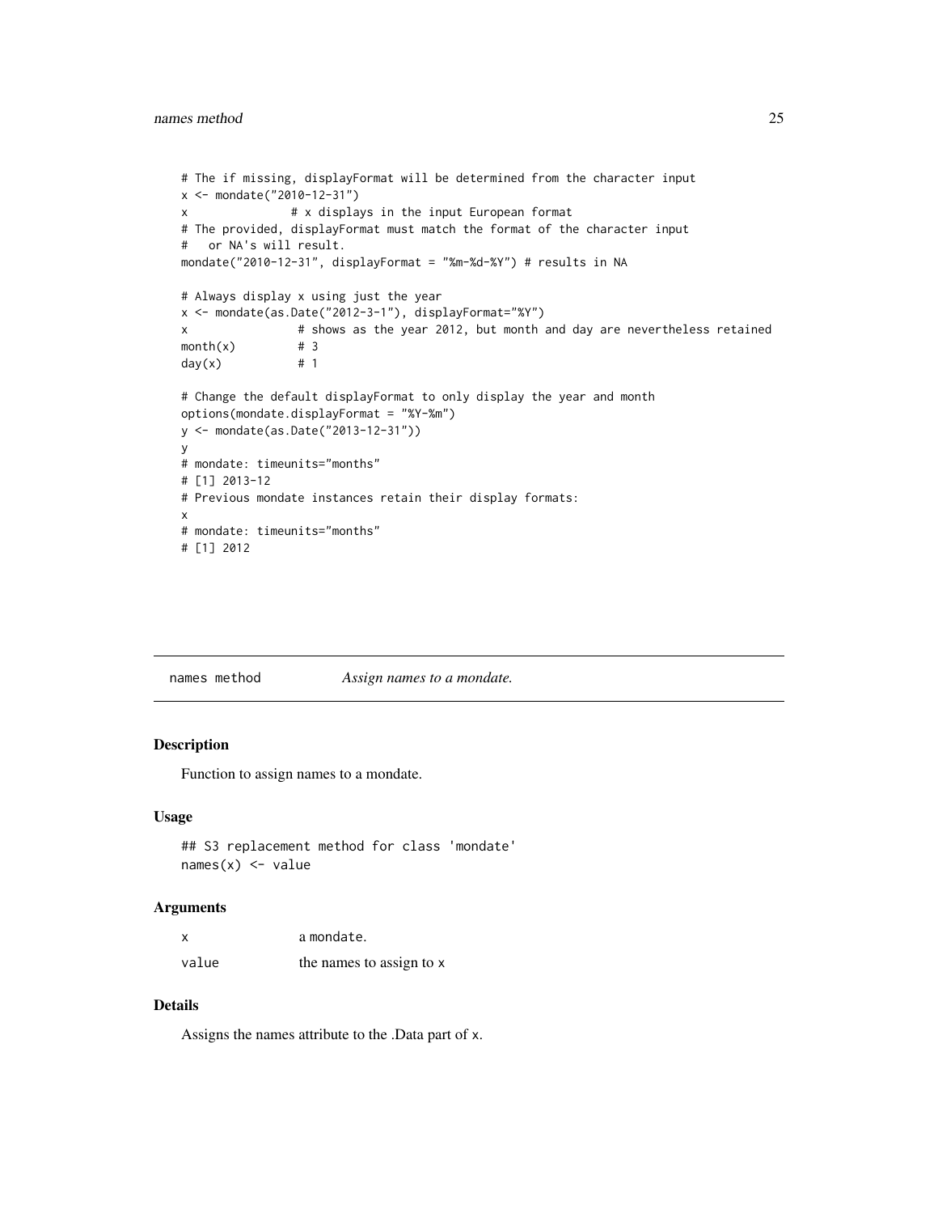```
# The if missing, displayFormat will be determined from the character input
x <- mondate("2010-12-31")
x               # x displays in the input European format
# The provided, displayFormat must match the format of the character input
#   or NA's will result.
mondate("2010-12-31", displayFormat = "%m-%d-%Y") # results in NA

# Always display x using just the year
x <- mondate(as.Date("2012-3-1"), displayFormat="%Y")
x                # shows as the year 2012, but month and day are nevertheless retained
month(x)         # 3
day(x)           # 1

# Change the default displayFormat to only display the year and month
options(mondate.displayFormat = "%Y-%m")
y <- mondate(as.Date("2013-12-31"))
y
# mondate: timeunits="months"
# [1] 2013-12
# Previous mondate instances retain their display formats:
x
# mondate: timeunits="months"
# [1] 2012
```

## names method — *Assign names to a mondate.*

### Description

Function to assign names to a mondate.

### Usage

```
## S3 replacement method for class 'mondate'
names(x) <- value
```

### Arguments

| | |
|---|---|
| x | a mondate. |
| value | the names to assign to x |

### Details

Assigns the names attribute to the .Data part of x.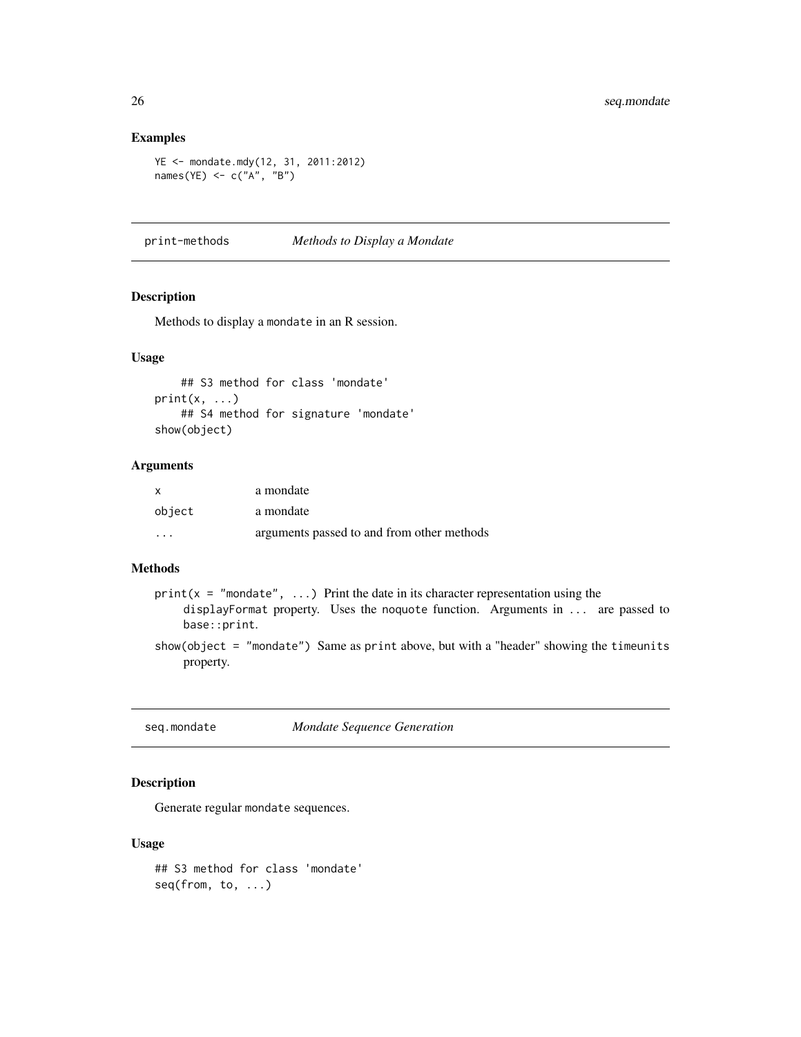### Examples

```
YE <- mondate.mdy(12, 31, 2011:2012)
names(YE) <- c("A", "B")
```

## print-methods *Methods to Display a Mondate*

### Description

Methods to display a mondate in an R session.

### Usage

```
    ## S3 method for class 'mondate'
print(x, ...)
    ## S4 method for signature 'mondate'
show(object)
```

### Arguments

| | |
|---|---|
| x | a mondate |
| object | a mondate |
| ... | arguments passed to and from other methods |

### Methods

`print(x = "mondate", ...)` Print the date in its character representation using the `displayFormat` property. Uses the `noquote` function. Arguments in `...` are passed to `base::print`.

`show(object = "mondate")` Same as `print` above, but with a "header" showing the `timeunits` property.

## seq.mondate *Mondate Sequence Generation*

### Description

Generate regular mondate sequences.

### Usage

```
## S3 method for class 'mondate'
seq(from, to, ...)
```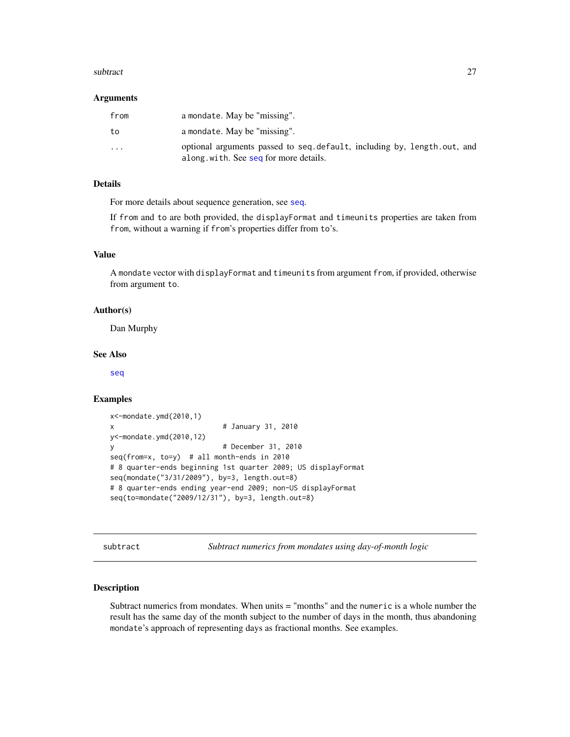### Arguments

| | |
|---|---|
| from | a mondate. May be "missing". |
| to | a mondate. May be "missing". |
| ... | optional arguments passed to seq.default, including by, length.out, and along.with. See seq for more details. |

### Details

For more details about sequence generation, see seq.

If from and to are both provided, the displayFormat and timeunits properties are taken from from, without a warning if from's properties differ from to's.

### Value

A mondate vector with displayFormat and timeunits from argument from, if provided, otherwise from argument to.

### Author(s)

Dan Murphy

### See Also

seq

### Examples

```
x<-mondate.ymd(2010,1)
x                          # January 31, 2010
y<-mondate.ymd(2010,12)
y                          # December 31, 2010
seq(from=x, to=y)  # all month-ends in 2010
# 8 quarter-ends beginning 1st quarter 2009; US displayFormat
seq(mondate("3/31/2009"), by=3, length.out=8)
# 8 quarter-ends ending year-end 2009; non-US displayFormat
seq(to=mondate("2009/12/31"), by=3, length.out=8)
```

---

## subtract — *Subtract numerics from mondates using day-of-month logic*

### Description

Subtract numerics from mondates. When units = "months" and the numeric is a whole number the result has the same day of the month subject to the number of days in the month, thus abandoning mondate's approach of representing days as fractional months. See examples.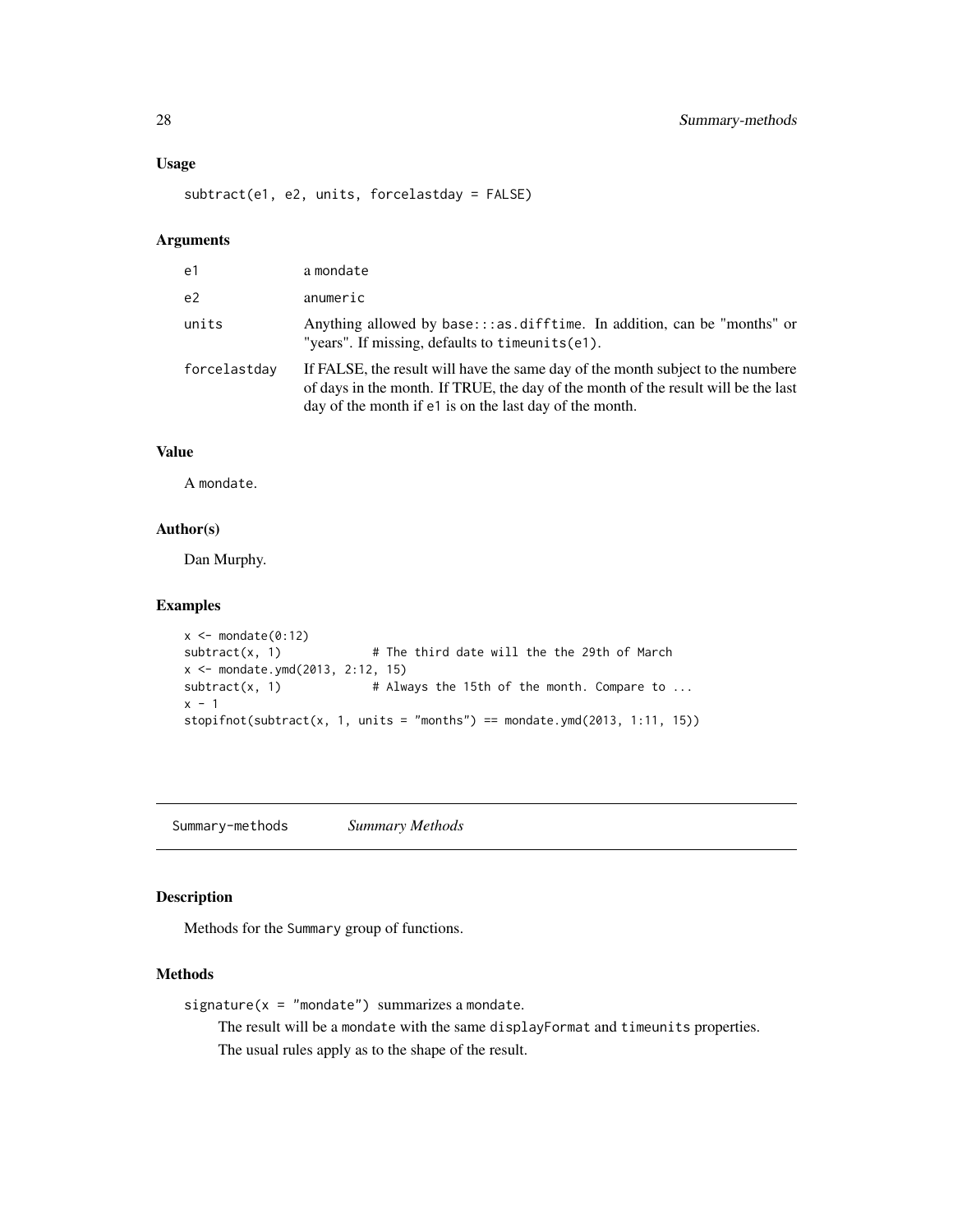### Usage

```
subtract(e1, e2, units, forcelastday = FALSE)
```

### Arguments

| | |
|---|---|
| e1 | a mondate |
| e2 | anumeric |
| units | Anything allowed by base:::as.difftime. In addition, can be "months" or "years". If missing, defaults to timeunits(e1). |
| forcelastday | If FALSE, the result will have the same day of the month subject to the numbere of days in the month. If TRUE, the day of the month of the result will be the last day of the month if e1 is on the last day of the month. |

### Value

A mondate.

### Author(s)

Dan Murphy.

### Examples

```
x <- mondate(0:12)
subtract(x, 1)             # The third date will the the 29th of March
x <- mondate.ymd(2013, 2:12, 15)
subtract(x, 1)             # Always the 15th of the month. Compare to ...
x - 1
stopifnot(subtract(x, 1, units = "months") == mondate.ymd(2013, 1:11, 15))
```

---

## Summary-methods *Summary Methods*

### Description

Methods for the Summary group of functions.

### Methods

signature(x = "mondate") summarizes a mondate.

The result will be a mondate with the same displayFormat and timeunits properties.

The usual rules apply as to the shape of the result.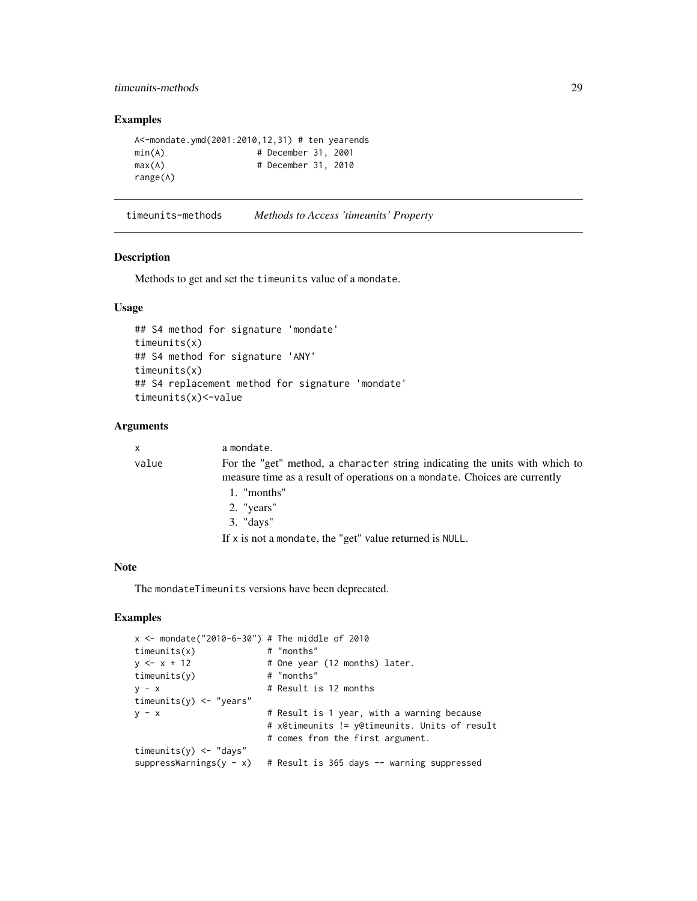## Examples

```
A<-mondate.ymd(2001:2010,12,31) # ten yearends
min(A)                # December 31, 2001
max(A)                # December 31, 2010
range(A)
```

---

# timeunits-methods    *Methods to Access 'timeunits' Property*

---

## Description

Methods to get and set the `timeunits` value of a `mondate`.

## Usage

```
## S4 method for signature 'mondate'
timeunits(x)
## S4 method for signature 'ANY'
timeunits(x)
## S4 replacement method for signature 'mondate'
timeunits(x)<-value
```

## Arguments

| | |
|---|---|
| `x` | a `mondate`. |
| `value` | For the "get" method, a `character` string indicating the units with which to measure time as a result of operations on a `mondate`. Choices are currently<br>1. "months"<br>2. "years"<br>3. "days"<br>If `x` is not a `mondate`, the "get" value returned is `NULL`. |

## Note

The `mondateTimeunits` versions have been deprecated.

## Examples

```
x <- mondate("2010-6-30") # The middle of 2010
timeunits(x)             # "months"
y <- x + 12              # One year (12 months) later.
timeunits(y)             # "months"
y - x                    # Result is 12 months
timeunits(y) <- "years"
y - x                    # Result is 1 year, with a warning because
                         # x@timeunits != y@timeunits. Units of result
                         # comes from the first argument.
timeunits(y) <- "days"
suppressWarnings(y - x)  # Result is 365 days -- warning suppressed
```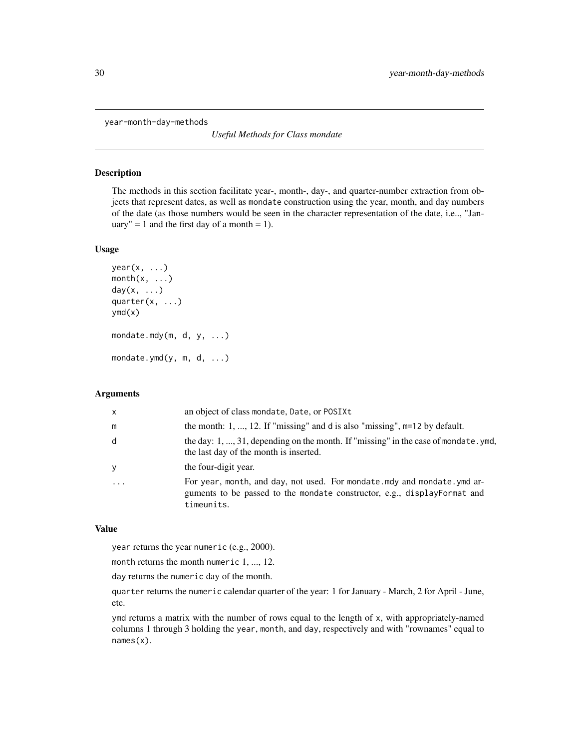year-month-day-methods

*Useful Methods for Class mondate*

## Description

The methods in this section facilitate year-, month-, day-, and quarter-number extraction from objects that represent dates, as well as mondate construction using the year, month, and day numbers of the date (as those numbers would be seen in the character representation of the date, i.e.., "January" = 1 and the first day of a month = 1).

## Usage

```
year(x, ...)
month(x, ...)
day(x, ...)
quarter(x, ...)
ymd(x)

mondate.mdy(m, d, y, ...)

mondate.ymd(y, m, d, ...)
```

## Arguments

| | |
|---|---|
| x | an object of class mondate, Date, or POSIXt |
| m | the month: 1, ..., 12. If "missing" and d is also "missing", m=12 by default. |
| d | the day: 1, ..., 31, depending on the month. If "missing" in the case of mondate.ymd, the last day of the month is inserted. |
| y | the four-digit year. |
| ... | For year, month, and day, not used. For mondate.mdy and mondate.ymd arguments to be passed to the mondate constructor, e.g., displayFormat and timeunits. |

## Value

year returns the year numeric (e.g., 2000).

month returns the month numeric 1, ..., 12.

day returns the numeric day of the month.

quarter returns the numeric calendar quarter of the year: 1 for January - March, 2 for April - June, etc.

ymd returns a matrix with the number of rows equal to the length of x, with appropriately-named columns 1 through 3 holding the year, month, and day, respectively and with "rownames" equal to names(x).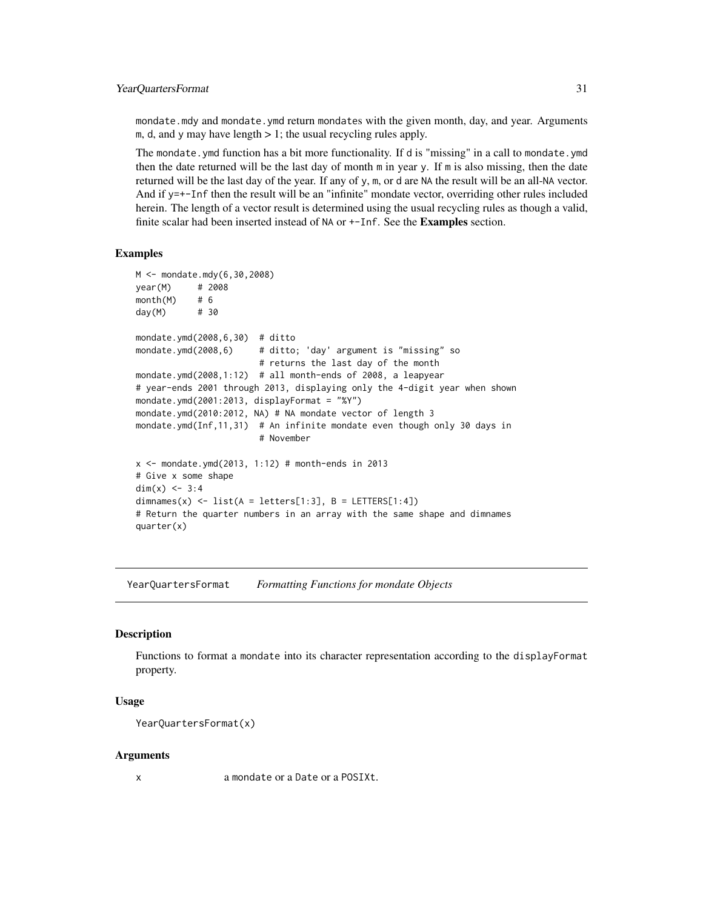mondate.mdy and mondate.ymd return mondates with the given month, day, and year. Arguments m, d, and y may have length > 1; the usual recycling rules apply.

The mondate.ymd function has a bit more functionality. If d is "missing" in a call to mondate.ymd then the date returned will be the last day of month m in year y. If m is also missing, then the date returned will be the last day of the year. If any of y, m, or d are NA the result will be an all-NA vector. And if y=+-Inf then the result will be an "infinite" mondate vector, overriding other rules included herein. The length of a vector result is determined using the usual recycling rules as though a valid, finite scalar had been inserted instead of NA or +-Inf. See the **Examples** section.

### Examples

```
M <- mondate.mdy(6,30,2008)
year(M)     # 2008
month(M)    # 6
day(M)      # 30

mondate.ymd(2008,6,30)  # ditto
mondate.ymd(2008,6)     # ditto; 'day' argument is "missing" so
                        # returns the last day of the month
mondate.ymd(2008,1:12)  # all month-ends of 2008, a leapyear
# year-ends 2001 through 2013, displaying only the 4-digit year when shown
mondate.ymd(2001:2013, displayFormat = "%Y")
mondate.ymd(2010:2012, NA) # NA mondate vector of length 3
mondate.ymd(Inf,11,31)  # An infinite mondate even though only 30 days in
                        # November

x <- mondate.ymd(2013, 1:12) # month-ends in 2013
# Give x some shape
dim(x) <- 3:4
dimnames(x) <- list(A = letters[1:3], B = LETTERS[1:4])
# Return the quarter numbers in an array with the same shape and dimnames
quarter(x)
```

---

## YearQuartersFormat *Formatting Functions for mondate Objects*

### Description

Functions to format a mondate into its character representation according to the displayFormat property.

### Usage

```
YearQuartersFormat(x)
```

### Arguments

x a mondate or a Date or a POSIXt.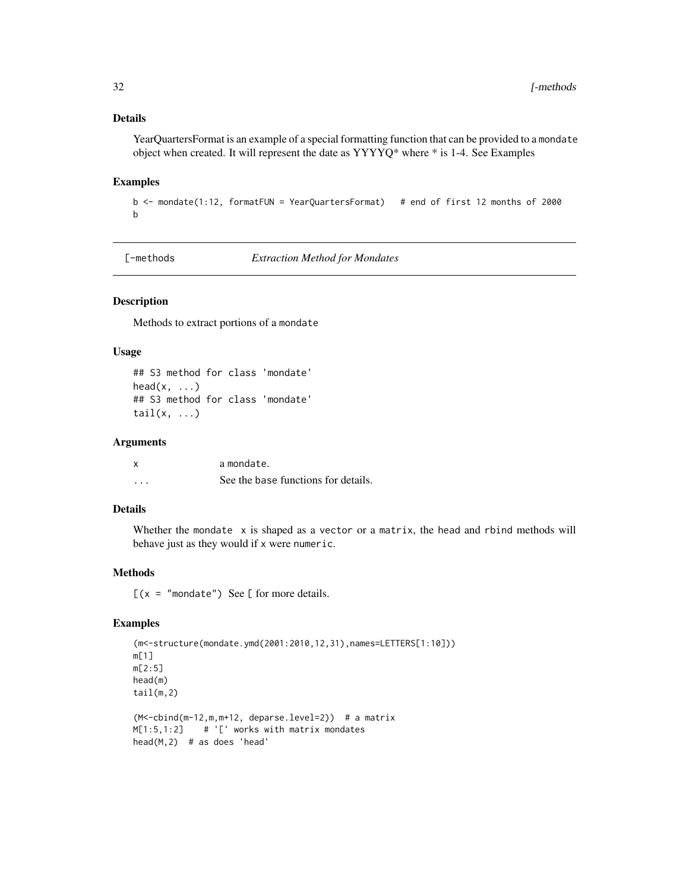### Details

YearQuartersFormat is an example of a special formatting function that can be provided to a `mondate` object when created. It will represent the date as YYYYQ* where * is 1-4. See Examples

### Examples

```
b <- mondate(1:12, formatFUN = YearQuartersFormat)   # end of first 12 months of 2000
b
```

---

## [-methods    *Extraction Method for Mondates*

### Description

Methods to extract portions of a `mondate`

### Usage

```
## S3 method for class 'mondate'
head(x, ...)
## S3 method for class 'mondate'
tail(x, ...)
```

### Arguments

| | |
|---|---|
| x | a `mondate`. |
| ... | See the base functions for details. |

### Details

Whether the `mondate` `x` is shaped as a `vector` or a `matrix`, the `head` and `rbind` methods will behave just as they would if `x` were `numeric`.

### Methods

`[(x = "mondate")` See `[` for more details.

### Examples

```
(m<-structure(mondate.ymd(2001:2010,12,31),names=LETTERS[1:10]))
m[1]
m[2:5]
head(m)
tail(m,2)

(M<-cbind(m-12,m,m+12, deparse.level=2))  # a matrix
M[1:5,1:2]    # '[' works with matrix mondates
head(M,2)  # as does 'head'
```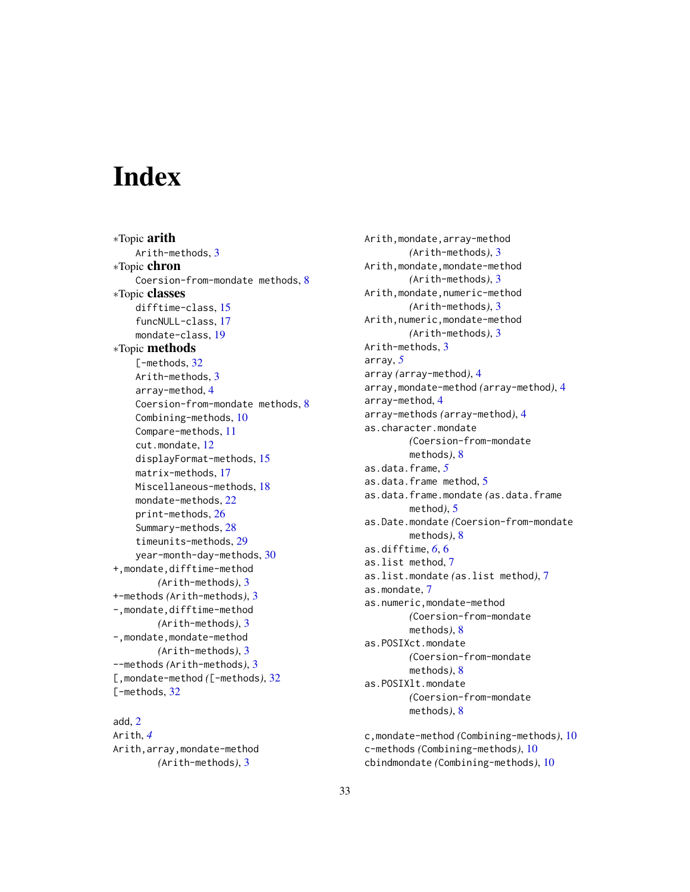# Index

∗Topic **arith**
- Arith-methods, 3

∗Topic **chron**
- Coercion-from-mondate methods, 8

∗Topic **classes**
- difftime-class, 15
- funcNULL-class, 17
- mondate-class, 19

∗Topic **methods**
- [-methods, 32
- Arith-methods, 3
- array-method, 4
- Coercion-from-mondate methods, 8
- Combining-methods, 10
- Compare-methods, 11
- cut.mondate, 12
- displayFormat-methods, 15
- matrix-methods, 17
- Miscellaneous-methods, 18
- mondate-methods, 22
- print-methods, 26
- Summary-methods, 28
- timeunits-methods, 29
- year-month-day-methods, 30

+,mondate,difftime-method *(Arith-methods)*, 3
+-methods *(Arith-methods)*, 3
-,mondate,difftime-method *(Arith-methods)*, 3
-,mondate,mondate-method *(Arith-methods)*, 3
--methods *(Arith-methods)*, 3
[,mondate-method *([-methods)*, 32
[-methods, 32

add, 2
Arith, *4*
Arith,array,mondate-method *(Arith-methods)*, 3
Arith,mondate,array-method *(Arith-methods)*, 3
Arith,mondate,mondate-method *(Arith-methods)*, 3
Arith,mondate,numeric-method *(Arith-methods)*, 3
Arith,numeric,mondate-method *(Arith-methods)*, 3
Arith-methods, 3
array, *5*
array *(array-method)*, 4
array,mondate-method *(array-method)*, 4
array-method, 4
array-methods *(array-method)*, 4
as.character.mondate *(Coersion-from-mondate methods)*, 8
as.data.frame, *5*
as.data.frame method, 5
as.data.frame.mondate *(as.data.frame method)*, 5
as.Date.mondate *(Coersion-from-mondate methods)*, 8
as.difftime, *6*, 6
as.list method, 7
as.list.mondate *(as.list method)*, 7
as.mondate, 7
as.numeric,mondate-method *(Coersion-from-mondate methods)*, 8
as.POSIXct.mondate *(Coersion-from-mondate methods)*, 8
as.POSIXlt.mondate *(Coersion-from-mondate methods)*, 8

c,mondate-method *(Combining-methods)*, 10
c-methods *(Combining-methods)*, 10
cbindmondate *(Combining-methods)*, 10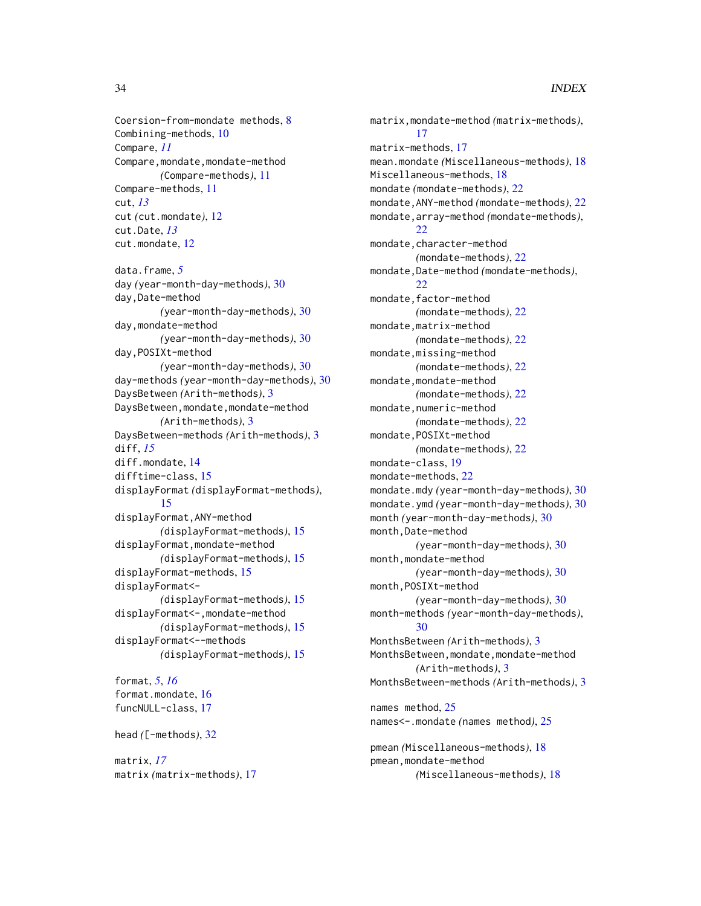Coercion-from-mondate methods, 8
Combining-methods, 10
Compare, *11*
Compare,mondate,mondate-method
  *(*Compare-methods*)*, 11
Compare-methods, 11
cut, *13*
cut *(*cut.mondate*)*, 12
cut.Date, *13*
cut.mondate, 12

data.frame, *5*
day *(*year-month-day-methods*)*, 30
day,Date-method
  *(*year-month-day-methods*)*, 30
day,mondate-method
  *(*year-month-day-methods*)*, 30
day,POSIXt-method
  *(*year-month-day-methods*)*, 30
day-methods *(*year-month-day-methods*)*, 30
DaysBetween *(*Arith-methods*)*, 3
DaysBetween,mondate,mondate-method
  *(*Arith-methods*)*, 3
DaysBetween-methods *(*Arith-methods*)*, 3
diff, *15*
diff.mondate, 14
difftime-class, 15
displayFormat *(*displayFormat-methods*)*, 15
displayFormat,ANY-method
  *(*displayFormat-methods*)*, 15
displayFormat,mondate-method
  *(*displayFormat-methods*)*, 15
displayFormat-methods, 15
displayFormat<-
  *(*displayFormat-methods*)*, 15
displayFormat<-,mondate-method
  *(*displayFormat-methods*)*, 15
displayFormat<--methods
  *(*displayFormat-methods*)*, 15

format, *5*, *16*
format.mondate, 16
funcNULL-class, 17

head *(*[-methods*)*, 32

matrix, *17*
matrix *(*matrix-methods*)*, 17
matrix,mondate-method *(*matrix-methods*)*, 17
matrix-methods, 17
mean.mondate *(*Miscellaneous-methods*)*, 18
Miscellaneous-methods, 18
mondate *(*mondate-methods*)*, 22
mondate,ANY-method *(*mondate-methods*)*, 22
mondate,array-method *(*mondate-methods*)*, 22
mondate,character-method
  *(*mondate-methods*)*, 22
mondate,Date-method *(*mondate-methods*)*, 22
mondate,factor-method
  *(*mondate-methods*)*, 22
mondate,matrix-method
  *(*mondate-methods*)*, 22
mondate,missing-method
  *(*mondate-methods*)*, 22
mondate,mondate-method
  *(*mondate-methods*)*, 22
mondate,numeric-method
  *(*mondate-methods*)*, 22
mondate,POSIXt-method
  *(*mondate-methods*)*, 22
mondate-class, 19
mondate-methods, 22
mondate.mdy *(*year-month-day-methods*)*, 30
mondate.ymd *(*year-month-day-methods*)*, 30
month *(*year-month-day-methods*)*, 30
month,Date-method
  *(*year-month-day-methods*)*, 30
month,mondate-method
  *(*year-month-day-methods*)*, 30
month,POSIXt-method
  *(*year-month-day-methods*)*, 30
month-methods *(*year-month-day-methods*)*, 30
MonthsBetween *(*Arith-methods*)*, 3
MonthsBetween,mondate,mondate-method
  *(*Arith-methods*)*, 3
MonthsBetween-methods *(*Arith-methods*)*, 3

names method, 25
names<-.mondate *(*names method*)*, 25

pmean *(*Miscellaneous-methods*)*, 18
pmean,mondate-method
  *(*Miscellaneous-methods*)*, 18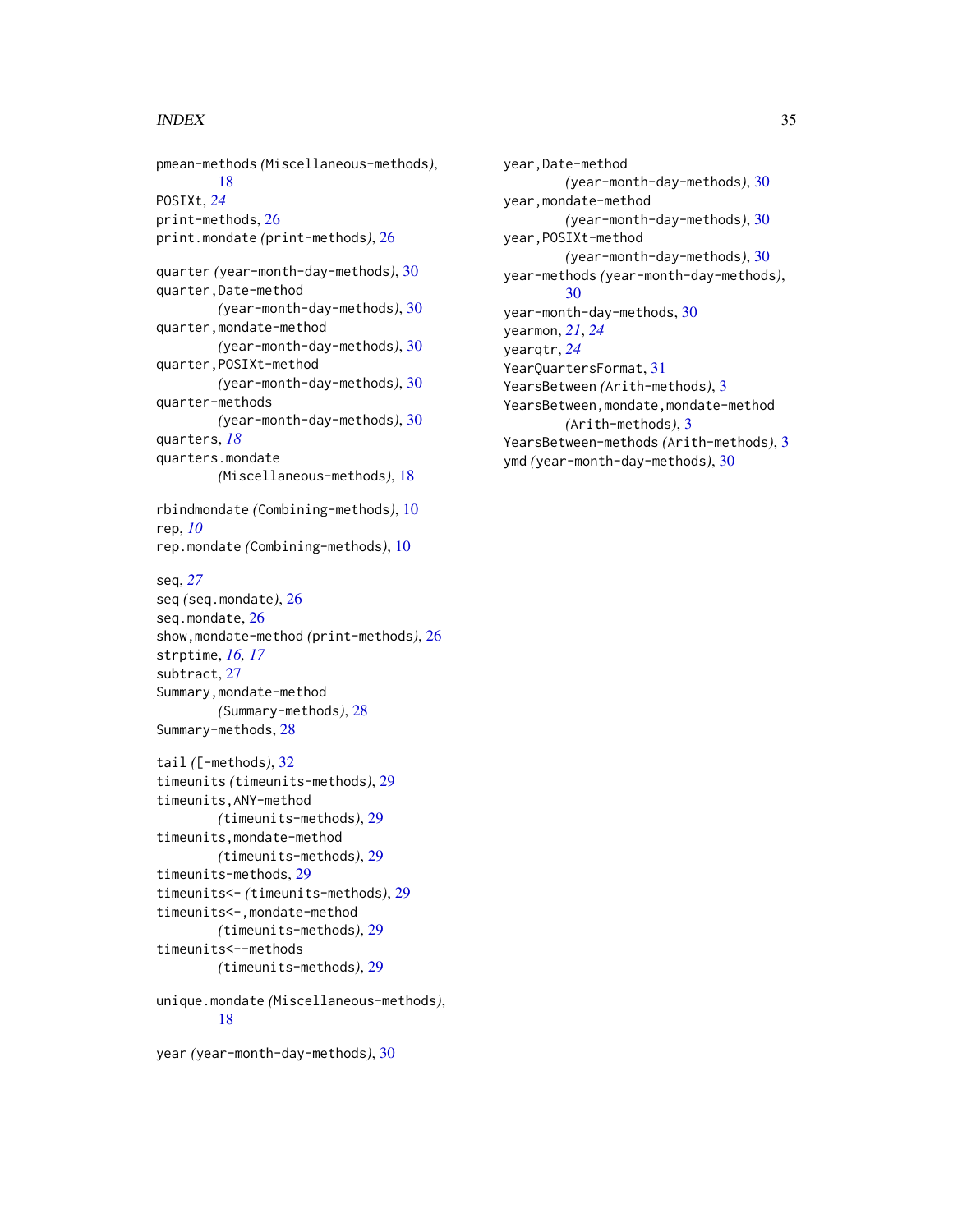pmean-methods *(Miscellaneous-methods)*, 18
POSIXt, *24*
print-methods, 26
print.mondate *(print-methods)*, 26

quarter *(year-month-day-methods)*, 30
quarter,Date-method *(year-month-day-methods)*, 30
quarter,mondate-method *(year-month-day-methods)*, 30
quarter,POSIXt-method *(year-month-day-methods)*, 30
quarter-methods *(year-month-day-methods)*, 30
quarters, *18*
quarters.mondate *(Miscellaneous-methods)*, 18

rbindmondate *(Combining-methods)*, 10
rep, *10*
rep.mondate *(Combining-methods)*, 10

seq, *27*
seq *(seq.mondate)*, 26
seq.mondate, 26
show,mondate-method *(print-methods)*, 26
strptime, *16, 17*
subtract, 27
Summary,mondate-method *(Summary-methods)*, 28
Summary-methods, 28

tail *([-methods)*, 32
timeunits *(timeunits-methods)*, 29
timeunits,ANY-method *(timeunits-methods)*, 29
timeunits,mondate-method *(timeunits-methods)*, 29
timeunits-methods, 29
timeunits<- *(timeunits-methods)*, 29
timeunits<-,mondate-method *(timeunits-methods)*, 29
timeunits<--methods *(timeunits-methods)*, 29

unique.mondate *(Miscellaneous-methods)*, 18

year *(year-month-day-methods)*, 30
year,Date-method *(year-month-day-methods)*, 30
year,mondate-method *(year-month-day-methods)*, 30
year,POSIXt-method *(year-month-day-methods)*, 30
year-methods *(year-month-day-methods)*, 30
year-month-day-methods, 30
yearmon, *21*, *24*
yearqtr, *24*
YearQuartersFormat, 31
YearsBetween *(Arith-methods)*, 3
YearsBetween,mondate,mondate-method *(Arith-methods)*, 3
YearsBetween-methods *(Arith-methods)*, 3
ymd *(year-month-day-methods)*, 30